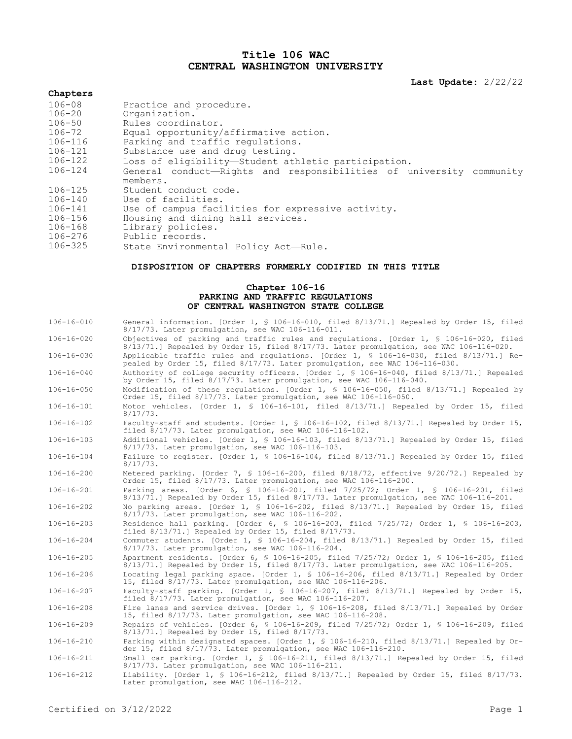# Title 106 WAC
# CENTRAL WASHINGTON UNIVERSITY

**Last Update:** 2/22/22

### Chapters

| | |
|---|---|
| 106-08 | Practice and procedure. |
| 106-20 | Organization. |
| 106-50 | Rules coordinator. |
| 106-72 | Equal opportunity/affirmative action. |
| 106-116 | Parking and traffic regulations. |
| 106-121 | Substance use and drug testing. |
| 106-122 | Loss of eligibility—Student athletic participation. |
| 106-124 | General conduct—Rights and responsibilities of university community members. |
| 106-125 | Student conduct code. |
| 106-140 | Use of facilities. |
| 106-141 | Use of campus facilities for expressive activity. |
| 106-156 | Housing and dining hall services. |
| 106-168 | Library policies. |
| 106-276 | Public records. |
| 106-325 | State Environmental Policy Act—Rule. |

### DISPOSITION OF CHAPTERS FORMERLY CODIFIED IN THIS TITLE

#### Chapter 106-16
#### PARKING AND TRAFFIC REGULATIONS OF CENTRAL WASHINGTON STATE COLLEGE

| | |
|---|---|
| 106-16-010 | General information. [Order 1, § 106-16-010, filed 8/13/71.] Repealed by Order 15, filed 8/17/73. Later promulgation, see WAC 106-116-011. |
| 106-16-020 | Objectives of parking and traffic rules and regulations. [Order 1, § 106-16-020, filed 8/13/71.] Repealed by Order 15, filed 8/17/73. Later promulgation, see WAC 106-116-020. |
| 106-16-030 | Applicable traffic rules and regulations. [Order 1, § 106-16-030, filed 8/13/71.] Repealed by Order 15, filed 8/17/73. Later promulgation, see WAC 106-116-030. |
| 106-16-040 | Authority of college security officers. [Order 1, § 106-16-040, filed 8/13/71.] Repealed by Order 15, filed 8/17/73. Later promulgation, see WAC 106-116-040. |
| 106-16-050 | Modification of these regulations. [Order 1, § 106-16-050, filed 8/13/71.] Repealed by Order 15, filed 8/17/73. Later promulgation, see WAC 106-116-050. |
| 106-16-101 | Motor vehicles. [Order 1, § 106-16-101, filed 8/13/71.] Repealed by Order 15, filed 8/17/73. |
| 106-16-102 | Faculty-staff and students. [Order 1, § 106-16-102, filed 8/13/71.] Repealed by Order 15, filed 8/17/73. Later promulgation, see WAC 106-116-102. |
| 106-16-103 | Additional vehicles. [Order 1, § 106-16-103, filed 8/13/71.] Repealed by Order 15, filed 8/17/73. Later promulgation, see WAC 106-116-103. |
| 106-16-104 | Failure to register. [Order 1, § 106-16-104, filed 8/13/71.] Repealed by Order 15, filed 8/17/73. |
| 106-16-200 | Metered parking. [Order 7, § 106-16-200, filed 8/18/72, effective 9/20/72.] Repealed by Order 15, filed 8/17/73. Later promulgation, see WAC 106-116-200. |
| 106-16-201 | Parking areas. [Order 6, § 106-16-201, filed 7/25/72; Order 1, § 106-16-201, filed 8/13/71.] Repealed by Order 15, filed 8/17/73. Later promulgation, see WAC 106-116-201. |
| 106-16-202 | No parking areas. [Order 1, § 106-16-202, filed 8/13/71.] Repealed by Order 15, filed 8/17/73. Later promulgation, see WAC 106-116-202. |
| 106-16-203 | Residence hall parking. [Order 6, § 106-16-203, filed 7/25/72; Order 1, § 106-16-203, filed 8/13/71.] Repealed by Order 15, filed 8/17/73. |
| 106-16-204 | Commuter students. [Order 1, § 106-16-204, filed 8/13/71.] Repealed by Order 15, filed 8/17/73. Later promulgation, see WAC 106-116-204. |
| 106-16-205 | Apartment residents. [Order 6, § 106-16-205, filed 7/25/72; Order 1, § 106-16-205, filed 8/13/71.] Repealed by Order 15, filed 8/17/73. Later promulgation, see WAC 106-116-205. |
| 106-16-206 | Locating legal parking space. [Order 1, § 106-16-206, filed 8/13/71.] Repealed by Order 15, filed 8/17/73. Later promulgation, see WAC 106-116-206. |
| 106-16-207 | Faculty-staff parking. [Order 1, § 106-16-207, filed 8/13/71.] Repealed by Order 15, filed 8/17/73. Later promulgation, see WAC 106-116-207. |
| 106-16-208 | Fire lanes and service drives. [Order 1, § 106-16-208, filed 8/13/71.] Repealed by Order 15, filed 8/17/73. Later promulgation, see WAC 106-116-208. |
| 106-16-209 | Repairs of vehicles. [Order 6, § 106-16-209, filed 7/25/72; Order 1, § 106-16-209, filed 8/13/71.] Repealed by Order 15, filed 8/17/73. |
| 106-16-210 | Parking within designated spaces. [Order 1, § 106-16-210, filed 8/13/71.] Repealed by Order 15, filed 8/17/73. Later promulgation, see WAC 106-116-210. |
| 106-16-211 | Small car parking. [Order 1, § 106-16-211, filed 8/13/71.] Repealed by Order 15, filed 8/17/73. Later promulgation, see WAC 106-116-211. |
| 106-16-212 | Liability. [Order 1, § 106-16-212, filed 8/13/71.] Repealed by Order 15, filed 8/17/73. Later promulgation, see WAC 106-116-212. |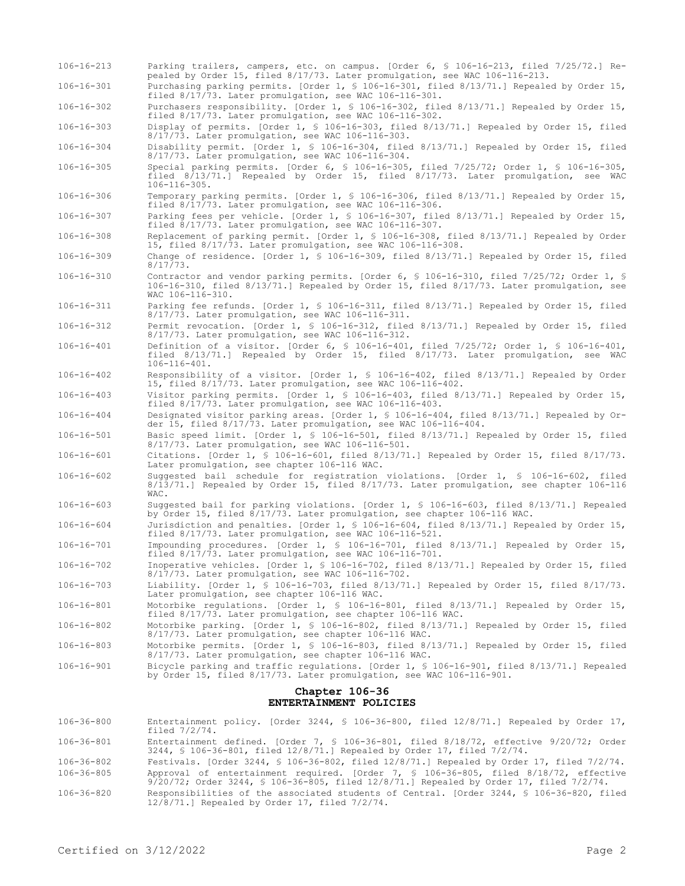106-16-213 Parking trailers, campers, etc. on campus. [Order 6, § 106-16-213, filed 7/25/72.] Repealed by Order 15, filed 8/17/73. Later promulgation, see WAC 106-116-213.

106-16-301 Purchasing parking permits. [Order 1, § 106-16-301, filed 8/13/71.] Repealed by Order 15, filed 8/17/73. Later promulgation, see WAC 106-116-301.

106-16-302 Purchasers responsibility. [Order 1, § 106-16-302, filed 8/13/71.] Repealed by Order 15, filed 8/17/73. Later promulgation, see WAC 106-116-302.

106-16-303 Display of permits. [Order 1, § 106-16-303, filed 8/13/71.] Repealed by Order 15, filed 8/17/73. Later promulgation, see WAC 106-116-303.

106-16-304 Disability permit. [Order 1, § 106-16-304, filed 8/13/71.] Repealed by Order 15, filed 8/17/73. Later promulgation, see WAC 106-116-304.

106-16-305 Special parking permits. [Order 6, § 106-16-305, filed 7/25/72; Order 1, § 106-16-305, filed 8/13/71.] Repealed by Order 15, filed 8/17/73. Later promulgation, see WAC 106-116-305.

106-16-306 Temporary parking permits. [Order 1, § 106-16-306, filed 8/13/71.] Repealed by Order 15, filed 8/17/73. Later promulgation, see WAC 106-116-306.

106-16-307 Parking fees per vehicle. [Order 1, § 106-16-307, filed 8/13/71.] Repealed by Order 15, filed 8/17/73. Later promulgation, see WAC 106-116-307.

106-16-308 Replacement of parking permit. [Order 1, § 106-16-308, filed 8/13/71.] Repealed by Order 15, filed 8/17/73. Later promulgation, see WAC 106-116-308.

106-16-309 Change of residence. [Order 1, § 106-16-309, filed 8/13/71.] Repealed by Order 15, filed 8/17/73.

106-16-310 Contractor and vendor parking permits. [Order 6, § 106-16-310, filed 7/25/72; Order 1, § 106-16-310, filed 8/13/71.] Repealed by Order 15, filed 8/17/73. Later promulgation, see WAC 106-116-310.

106-16-311 Parking fee refunds. [Order 1, § 106-16-311, filed 8/13/71.] Repealed by Order 15, filed 8/17/73. Later promulgation, see WAC 106-116-311.

106-16-312 Permit revocation. [Order 1, § 106-16-312, filed 8/13/71.] Repealed by Order 15, filed 8/17/73. Later promulgation, see WAC 106-116-312.

106-16-401 Definition of a visitor. [Order 6, § 106-16-401, filed 7/25/72; Order 1, § 106-16-401, filed 8/13/71.] Repealed by Order 15, filed 8/17/73. Later promulgation, see WAC 106-116-401.

106-16-402 Responsibility of a visitor. [Order 1, § 106-16-402, filed 8/13/71.] Repealed by Order 15, filed 8/17/73. Later promulgation, see WAC 106-116-402.

106-16-403 Visitor parking permits. [Order 1, § 106-16-403, filed 8/13/71.] Repealed by Order 15, filed 8/17/73. Later promulgation, see WAC 106-116-403.

106-16-404 Designated visitor parking areas. [Order 1, § 106-16-404, filed 8/13/71.] Repealed by Order 15, filed 8/17/73. Later promulgation, see WAC 106-116-404.

106-16-501 Basic speed limit. [Order 1, § 106-16-501, filed 8/13/71.] Repealed by Order 15, filed 8/17/73. Later promulgation, see WAC 106-116-501.

106-16-601 Citations. [Order 1, § 106-16-601, filed 8/13/71.] Repealed by Order 15, filed 8/17/73. Later promulgation, see chapter 106-116 WAC.

106-16-602 Suggested bail schedule for registration violations. [Order 1, § 106-16-602, filed 8/13/71.] Repealed by Order 15, filed 8/17/73. Later promulgation, see chapter 106-116 WAC.

106-16-603 Suggested bail for parking violations. [Order 1, § 106-16-603, filed 8/13/71.] Repealed by Order 15, filed 8/17/73. Later promulgation, see chapter 106-116 WAC.

106-16-604 Jurisdiction and penalties. [Order 1, § 106-16-604, filed 8/13/71.] Repealed by Order 15, filed 8/17/73. Later promulgation, see WAC 106-116-521.

106-16-701 Impounding procedures. [Order 1, § 106-16-701, filed 8/13/71.] Repealed by Order 15, filed 8/17/73. Later promulgation, see WAC 106-116-701.

106-16-702 Inoperative vehicles. [Order 1, § 106-16-702, filed 8/13/71.] Repealed by Order 15, filed 8/17/73. Later promulgation, see WAC 106-116-702.

106-16-703 Liability. [Order 1, § 106-16-703, filed 8/13/71.] Repealed by Order 15, filed 8/17/73. Later promulgation, see chapter 106-116 WAC.

106-16-801 Motorbike regulations. [Order 1, § 106-16-801, filed 8/13/71.] Repealed by Order 15, filed 8/17/73. Later promulgation, see chapter 106-116 WAC.

106-16-802 Motorbike parking. [Order 1, § 106-16-802, filed 8/13/71.] Repealed by Order 15, filed 8/17/73. Later promulgation, see chapter 106-116 WAC.

106-16-803 Motorbike permits. [Order 1, § 106-16-803, filed 8/13/71.] Repealed by Order 15, filed 8/17/73. Later promulgation, see chapter 106-116 WAC.

106-16-901 Bicycle parking and traffic regulations. [Order 1, § 106-16-901, filed 8/13/71.] Repealed by Order 15, filed 8/17/73. Later promulgation, see WAC 106-116-901.

## Chapter 106-36
## ENTERTAINMENT POLICIES

106-36-800 Entertainment policy. [Order 3244, § 106-36-800, filed 12/8/71.] Repealed by Order 17, filed 7/2/74.

106-36-801 Entertainment defined. [Order 7, § 106-36-801, filed 8/18/72, effective 9/20/72; Order 3244, § 106-36-801, filed 12/8/71.] Repealed by Order 17, filed 7/2/74.

106-36-802 Festivals. [Order 3244, § 106-36-802, filed 12/8/71.] Repealed by Order 17, filed 7/2/74.

106-36-805 Approval of entertainment required. [Order 7, § 106-36-805, filed 8/18/72, effective 9/20/72; Order 3244, § 106-36-805, filed 12/8/71.] Repealed by Order 17, filed 7/2/74.

106-36-820 Responsibilities of the associated students of Central. [Order 3244, § 106-36-820, filed 12/8/71.] Repealed by Order 17, filed 7/2/74.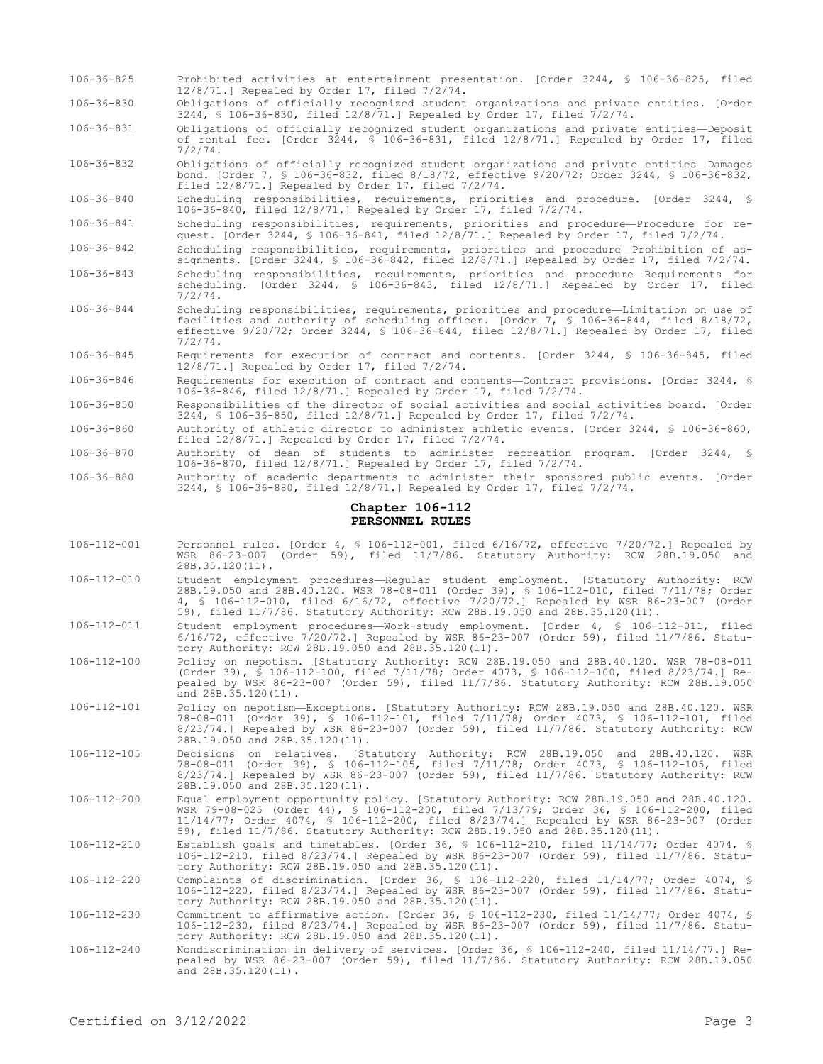106-36-825 Prohibited activities at entertainment presentation. [Order 3244, § 106-36-825, filed 12/8/71.] Repealed by Order 17, filed 7/2/74.

106-36-830 Obligations of officially recognized student organizations and private entities. [Order 3244, § 106-36-830, filed 12/8/71.] Repealed by Order 17, filed 7/2/74.

106-36-831 Obligations of officially recognized student organizations and private entities—Deposit of rental fee. [Order 3244, § 106-36-831, filed 12/8/71.] Repealed by Order 17, filed 7/2/74.

106-36-832 Obligations of officially recognized student organizations and private entities—Damages bond. [Order 7, § 106-36-832, filed 8/18/72, effective 9/20/72; Order 3244, § 106-36-832, filed 12/8/71.] Repealed by Order 17, filed 7/2/74.

106-36-840 Scheduling responsibilities, requirements, priorities and procedure. [Order 3244, § 106-36-840, filed 12/8/71.] Repealed by Order 17, filed 7/2/74.

106-36-841 Scheduling responsibilities, requirements, priorities and procedure—Procedure for request. [Order 3244, § 106-36-841, filed 12/8/71.] Repealed by Order 17, filed 7/2/74.

106-36-842 Scheduling responsibilities, requirements, priorities and procedure—Prohibition of assignments. [Order 3244, § 106-36-842, filed 12/8/71.] Repealed by Order 17, filed 7/2/74.

106-36-843 Scheduling responsibilities, requirements, priorities and procedure—Requirements for scheduling. [Order 3244, § 106-36-843, filed 12/8/71.] Repealed by Order 17, filed 7/2/74.

106-36-844 Scheduling responsibilities, requirements, priorities and procedure—Limitation on use of facilities and authority of scheduling officer. [Order 7, § 106-36-844, filed 8/18/72, effective 9/20/72; Order 3244, § 106-36-844, filed 12/8/71.] Repealed by Order 17, filed 7/2/74.

106-36-845 Requirements for execution of contract and contents. [Order 3244, § 106-36-845, filed 12/8/71.] Repealed by Order 17, filed 7/2/74.

106-36-846 Requirements for execution of contract and contents—Contract provisions. [Order 3244, § 106-36-846, filed 12/8/71.] Repealed by Order 17, filed 7/2/74.

106-36-850 Responsibilities of the director of social activities and social activities board. [Order 3244, § 106-36-850, filed 12/8/71.] Repealed by Order 17, filed 7/2/74.

106-36-860 Authority of athletic director to administer athletic events. [Order 3244, § 106-36-860, filed 12/8/71.] Repealed by Order 17, filed 7/2/74.

106-36-870 Authority of dean of students to administer recreation program. [Order 3244, § 106-36-870, filed 12/8/71.] Repealed by Order 17, filed 7/2/74.

106-36-880 Authority of academic departments to administer their sponsored public events. [Order 3244, § 106-36-880, filed 12/8/71.] Repealed by Order 17, filed 7/2/74.

## Chapter 106-112
## PERSONNEL RULES

106-112-001 Personnel rules. [Order 4, § 106-112-001, filed 6/16/72, effective 7/20/72.] Repealed by WSR 86-23-007 (Order 59), filed 11/7/86. Statutory Authority: RCW 28B.19.050 and 28B.35.120(11).

106-112-010 Student employment procedures—Regular student employment. [Statutory Authority: RCW 28B.19.050 and 28B.40.120. WSR 78-08-011 (Order 39), § 106-112-010, filed 7/11/78; Order 4, § 106-112-010, filed 6/16/72, effective 7/20/72.] Repealed by WSR 86-23-007 (Order 59), filed 11/7/86. Statutory Authority: RCW 28B.19.050 and 28B.35.120(11).

106-112-011 Student employment procedures—Work-study employment. [Order 4, § 106-112-011, filed 6/16/72, effective 7/20/72.] Repealed by WSR 86-23-007 (Order 59), filed 11/7/86. Statutory Authority: RCW 28B.19.050 and 28B.35.120(11).

106-112-100 Policy on nepotism. [Statutory Authority: RCW 28B.19.050 and 28B.40.120. WSR 78-08-011 (Order 39), § 106-112-100, filed 7/11/78; Order 4073, § 106-112-100, filed 8/23/74.] Repealed by WSR 86-23-007 (Order 59), filed 11/7/86. Statutory Authority: RCW 28B.19.050 and 28B.35.120(11).

106-112-101 Policy on nepotism—Exceptions. [Statutory Authority: RCW 28B.19.050 and 28B.40.120. WSR 78-08-011 (Order 39), § 106-112-101, filed 7/11/78; Order 4073, § 106-112-101, filed 8/23/74.] Repealed by WSR 86-23-007 (Order 59), filed 11/7/86. Statutory Authority: RCW 28B.19.050 and 28B.35.120(11).

106-112-105 Decisions on relatives. [Statutory Authority: RCW 28B.19.050 and 28B.40.120. WSR 78-08-011 (Order 39), § 106-112-105, filed 7/11/78; Order 4073, § 106-112-105, filed 8/23/74.] Repealed by WSR 86-23-007 (Order 59), filed 11/7/86. Statutory Authority: RCW 28B.19.050 and 28B.35.120(11).

106-112-200 Equal employment opportunity policy. [Statutory Authority: RCW 28B.19.050 and 28B.40.120. WSR 79-08-025 (Order 44), § 106-112-200, filed 7/13/79; Order 36, § 106-112-200, filed 11/14/77; Order 4074, § 106-112-200, filed 8/23/74.] Repealed by WSR 86-23-007 (Order 59), filed 11/7/86. Statutory Authority: RCW 28B.19.050 and 28B.35.120(11).

106-112-210 Establish goals and timetables. [Order 36, § 106-112-210, filed 11/14/77; Order 4074, § 106-112-210, filed 8/23/74.] Repealed by WSR 86-23-007 (Order 59), filed 11/7/86. Statutory Authority: RCW 28B.19.050 and 28B.35.120(11).

106-112-220 Complaints of discrimination. [Order 36, § 106-112-220, filed 11/14/77; Order 4074, § 106-112-220, filed 8/23/74.] Repealed by WSR 86-23-007 (Order 59), filed 11/7/86. Statutory Authority: RCW 28B.19.050 and 28B.35.120(11).

106-112-230 Commitment to affirmative action. [Order 36, § 106-112-230, filed 11/14/77; Order 4074, § 106-112-230, filed 8/23/74.] Repealed by WSR 86-23-007 (Order 59), filed 11/7/86. Statutory Authority: RCW 28B.19.050 and 28B.35.120(11).

106-112-240 Nondiscrimination in delivery of services. [Order 36, § 106-112-240, filed 11/14/77.] Repealed by WSR 86-23-007 (Order 59), filed 11/7/86. Statutory Authority: RCW 28B.19.050 and 28B.35.120(11).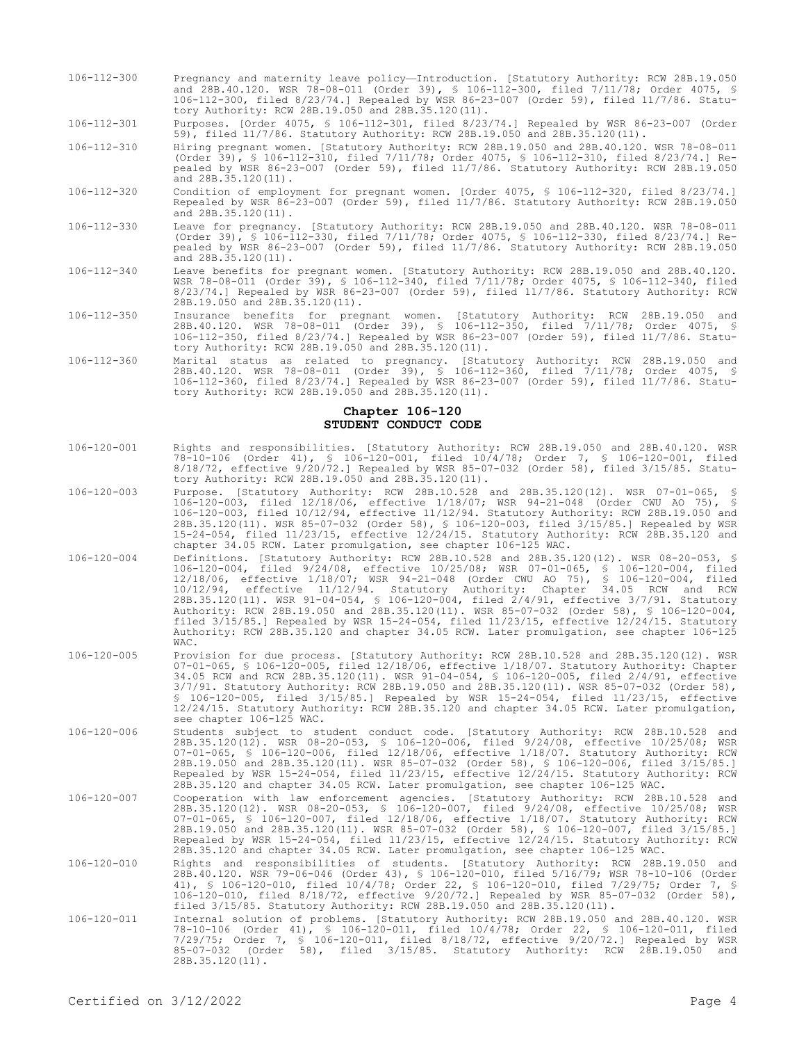106-112-300 Pregnancy and maternity leave policy—Introduction. [Statutory Authority: RCW 28B.19.050 and 28B.40.120. WSR 78-08-011 (Order 39), § 106-112-300, filed 7/11/78; Order 4075, § 106-112-300, filed 8/23/74.] Repealed by WSR 86-23-007 (Order 59), filed 11/7/86. Statutory Authority: RCW 28B.19.050 and 28B.35.120(11).

106-112-301 Purposes. [Order 4075, § 106-112-301, filed 8/23/74.] Repealed by WSR 86-23-007 (Order 59), filed 11/7/86. Statutory Authority: RCW 28B.19.050 and 28B.35.120(11).

106-112-310 Hiring pregnant women. [Statutory Authority: RCW 28B.19.050 and 28B.40.120. WSR 78-08-011 (Order 39), § 106-112-310, filed 7/11/78; Order 4075, § 106-112-310, filed 8/23/74.] Repealed by WSR 86-23-007 (Order 59), filed 11/7/86. Statutory Authority: RCW 28B.19.050 and 28B.35.120(11).

106-112-320 Condition of employment for pregnant women. [Order 4075, § 106-112-320, filed 8/23/74.] Repealed by WSR 86-23-007 (Order 59), filed 11/7/86. Statutory Authority: RCW 28B.19.050 and 28B.35.120(11).

106-112-330 Leave for pregnancy. [Statutory Authority: RCW 28B.19.050 and 28B.40.120. WSR 78-08-011 (Order 39), § 106-112-330, filed 7/11/78; Order 4075, § 106-112-330, filed 8/23/74.] Repealed by WSR 86-23-007 (Order 59), filed 11/7/86. Statutory Authority: RCW 28B.19.050 and 28B.35.120(11).

106-112-340 Leave benefits for pregnant women. [Statutory Authority: RCW 28B.19.050 and 28B.40.120. WSR 78-08-011 (Order 39), § 106-112-340, filed 7/11/78; Order 4075, § 106-112-340, filed 8/23/74.] Repealed by WSR 86-23-007 (Order 59), filed 11/7/86. Statutory Authority: RCW 28B.19.050 and 28B.35.120(11).

106-112-350 Insurance benefits for pregnant women. [Statutory Authority: RCW 28B.19.050 and 28B.40.120. WSR 78-08-011 (Order 39), § 106-112-350, filed 7/11/78; Order 4075, § 106-112-350, filed 8/23/74.] Repealed by WSR 86-23-007 (Order 59), filed 11/7/86. Statutory Authority: RCW 28B.19.050 and 28B.35.120(11).

106-112-360 Marital status as related to pregnancy. [Statutory Authority: RCW 28B.19.050 and 28B.40.120. WSR 78-08-011 (Order 39), § 106-112-360, filed 7/11/78; Order 4075, § 106-112-360, filed 8/23/74.] Repealed by WSR 86-23-007 (Order 59), filed 11/7/86. Statutory Authority: RCW 28B.19.050 and 28B.35.120(11).

## Chapter 106-120
## STUDENT CONDUCT CODE

106-120-001 Rights and responsibilities. [Statutory Authority: RCW 28B.19.050 and 28B.40.120. WSR 78-10-106 (Order 41), § 106-120-001, filed 10/4/78; Order 7, § 106-120-001, filed 8/18/72, effective 9/20/72.] Repealed by WSR 85-07-032 (Order 58), filed 3/15/85. Statutory Authority: RCW 28B.19.050 and 28B.35.120(11).

106-120-003 Purpose. [Statutory Authority: RCW 28B.10.528 and 28B.35.120(12). WSR 07-01-065, § 106-120-003, filed 12/18/06, effective 1/18/07; WSR 94-21-048 (Order CWU AO 75), § 106-120-003, filed 10/12/94, effective 11/12/94. Statutory Authority: RCW 28B.19.050 and 28B.35.120(11). WSR 85-07-032 (Order 58), § 106-120-003, filed 3/15/85.] Repealed by WSR 15-24-054, filed 11/23/15, effective 12/24/15. Statutory Authority: RCW 28B.35.120 and chapter 34.05 RCW. Later promulgation, see chapter 106-125 WAC.

106-120-004 Definitions. [Statutory Authority: RCW 28B.10.528 and 28B.35.120(12). WSR 08-20-053, § 106-120-004, filed 9/24/08, effective 10/25/08; WSR 07-01-065, § 106-120-004, filed 12/18/06, effective 1/18/07; WSR 94-21-048 (Order CWU AO 75), § 106-120-004, filed 10/12/94, effective 11/12/94. Statutory Authority: Chapter 34.05 RCW and RCW 28B.35.120(11). WSR 91-04-054, § 106-120-004, filed 2/4/91, effective 3/7/91. Statutory Authority: RCW 28B.19.050 and 28B.35.120(11). WSR 85-07-032 (Order 58), § 106-120-004, filed 3/15/85.] Repealed by WSR 15-24-054, filed 11/23/15, effective 12/24/15. Statutory Authority: RCW 28B.35.120 and chapter 34.05 RCW. Later promulgation, see chapter 106-125 WAC.

106-120-005 Provision for due process. [Statutory Authority: RCW 28B.10.528 and 28B.35.120(12). WSR 07-01-065, § 106-120-005, filed 12/18/06, effective 1/18/07. Statutory Authority: Chapter 34.05 RCW and RCW 28B.35.120(11). WSR 91-04-054, § 106-120-005, filed 2/4/91, effective 3/7/91. Statutory Authority: RCW 28B.19.050 and 28B.35.120(11). WSR 85-07-032 (Order 58), § 106-120-005, filed 3/15/85.] Repealed by WSR 15-24-054, filed 11/23/15, effective 12/24/15. Statutory Authority: RCW 28B.35.120 and chapter 34.05 RCW. Later promulgation, see chapter 106-125 WAC.

106-120-006 Students subject to student conduct code. [Statutory Authority: RCW 28B.10.528 and 28B.35.120(12). WSR 08-20-053, § 106-120-006, filed 9/24/08, effective 10/25/08; WSR 07-01-065, § 106-120-006, filed 12/18/06, effective 1/18/07. Statutory Authority: RCW 28B.19.050 and 28B.35.120(11). WSR 85-07-032 (Order 58), § 106-120-006, filed 3/15/85.] Repealed by WSR 15-24-054, filed 11/23/15, effective 12/24/15. Statutory Authority: RCW 28B.35.120 and chapter 34.05 RCW. Later promulgation, see chapter 106-125 WAC.

106-120-007 Cooperation with law enforcement agencies. [Statutory Authority: RCW 28B.10.528 and 28B.35.120(12). WSR 08-20-053, § 106-120-007, filed 9/24/08, effective 10/25/08; WSR 07-01-065, § 106-120-007, filed 12/18/06, effective 1/18/07. Statutory Authority: RCW 28B.19.050 and 28B.35.120(11). WSR 85-07-032 (Order 58), § 106-120-007, filed 3/15/85.] Repealed by WSR 15-24-054, filed 11/23/15, effective 12/24/15. Statutory Authority: RCW 28B.35.120 and chapter 34.05 RCW. Later promulgation, see chapter 106-125 WAC.

106-120-010 Rights and responsibilities of students. [Statutory Authority: RCW 28B.19.050 and 28B.40.120. WSR 79-06-046 (Order 43), § 106-120-010, filed 5/16/79; WSR 78-10-106 (Order 41), § 106-120-010, filed 10/4/78; Order 22, § 106-120-010, filed 7/29/75; Order 7, § 106-120-010, filed 8/18/72, effective 9/20/72.] Repealed by WSR 85-07-032 (Order 58), filed 3/15/85. Statutory Authority: RCW 28B.19.050 and 28B.35.120(11).

106-120-011 Internal solution of problems. [Statutory Authority: RCW 28B.19.050 and 28B.40.120. WSR 78-10-106 (Order 41), § 106-120-011, filed 10/4/78; Order 22, § 106-120-011, filed 7/29/75; Order 7, § 106-120-011, filed 8/18/72, effective 9/20/72.] Repealed by WSR 85-07-032 (Order 58), filed 3/15/85. Statutory Authority: RCW 28B.19.050 and 28B.35.120(11).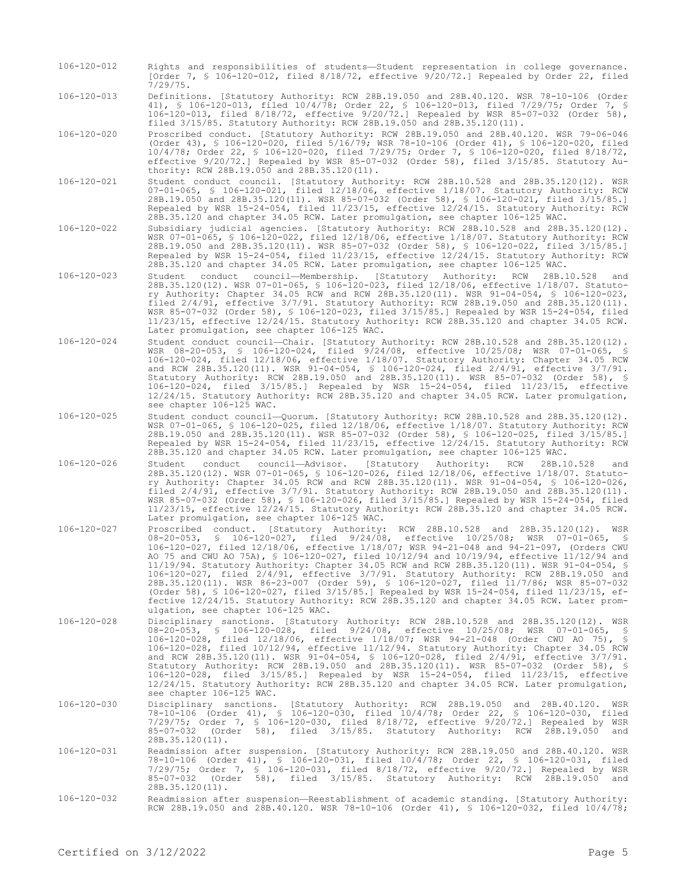106-120-012 Rights and responsibilities of students—Student representation in college governance. [Order 7, § 106-120-012, filed 8/18/72, effective 9/20/72.] Repealed by Order 22, filed 7/29/75.

106-120-013 Definitions. [Statutory Authority: RCW 28B.19.050 and 28B.40.120. WSR 78-10-106 (Order 41), § 106-120-013, filed 10/4/78; Order 22, § 106-120-013, filed 7/29/75; Order 7, § 106-120-013, filed 8/18/72, effective 9/20/72.] Repealed by WSR 85-07-032 (Order 58), filed 3/15/85. Statutory Authority: RCW 28B.19.050 and 28B.35.120(11).

106-120-020 Proscribed conduct. [Statutory Authority: RCW 28B.19.050 and 28B.40.120. WSR 79-06-046 (Order 43), § 106-120-020, filed 5/16/79; WSR 78-10-106 (Order 41), § 106-120-020, filed 10/4/78; Order 22, § 106-120-020, filed 7/29/75; Order 7, § 106-120-020, filed 8/18/72, effective 9/20/72.] Repealed by WSR 85-07-032 (Order 58), filed 3/15/85. Statutory Authority: RCW 28B.19.050 and 28B.35.120(11).

106-120-021 Student conduct council. [Statutory Authority: RCW 28B.10.528 and 28B.35.120(12). WSR 07-01-065, § 106-120-021, filed 12/18/06, effective 1/18/07. Statutory Authority: RCW 28B.19.050 and 28B.35.120(11). WSR 85-07-032 (Order 58), § 106-120-021, filed 3/15/85.] Repealed by WSR 15-24-054, filed 11/23/15, effective 12/24/15. Statutory Authority: RCW 28B.35.120 and chapter 34.05 RCW. Later promulgation, see chapter 106-125 WAC.

106-120-022 Subsidiary judicial agencies. [Statutory Authority: RCW 28B.10.528 and 28B.35.120(12). WSR 07-01-065, § 106-120-022, filed 12/18/06, effective 1/18/07. Statutory Authority: RCW 28B.19.050 and 28B.35.120(11). WSR 85-07-032 (Order 58), § 106-120-022, filed 3/15/85.] Repealed by WSR 15-24-054, filed 11/23/15, effective 12/24/15. Statutory Authority: RCW 28B.35.120 and chapter 34.05 RCW. Later promulgation, see chapter 106-125 WAC.

106-120-023 Student conduct council—Membership. [Statutory Authority: RCW 28B.10.528 and 28B.35.120(12). WSR 07-01-065, § 106-120-023, filed 12/18/06, effective 1/18/07. Statutory Authority: Chapter 34.05 RCW and RCW 28B.35.120(11). WSR 91-04-054, § 106-120-023, filed 2/4/91, effective 3/7/91. Statutory Authority: RCW 28B.19.050 and 28B.35.120(11). WSR 85-07-032 (Order 58), § 106-120-023, filed 3/15/85.] Repealed by WSR 15-24-054, filed 11/23/15, effective 12/24/15. Statutory Authority: RCW 28B.35.120 and chapter 34.05 RCW. Later promulgation, see chapter 106-125 WAC.

106-120-024 Student conduct council—Chair. [Statutory Authority: RCW 28B.10.528 and 28B.35.120(12). WSR 08-20-053, § 106-120-024, filed 9/24/08, effective 10/25/08; WSR 07-01-065, § 106-120-024, filed 12/18/06, effective 1/18/07. Statutory Authority: Chapter 34.05 RCW and RCW 28B.35.120(11). WSR 91-04-054, § 106-120-024, filed 2/4/91, effective 3/7/91. Statutory Authority: RCW 28B.19.050 and 28B.35.120(11). WSR 85-07-032 (Order 58), § 106-120-024, filed 3/15/85.] Repealed by WSR 15-24-054, filed 11/23/15, effective 12/24/15. Statutory Authority: RCW 28B.35.120 and chapter 34.05 RCW. Later promulgation, see chapter 106-125 WAC.

106-120-025 Student conduct council—Quorum. [Statutory Authority: RCW 28B.10.528 and 28B.35.120(12). WSR 07-01-065, § 106-120-025, filed 12/18/06, effective 1/18/07. Statutory Authority: RCW 28B.19.050 and 28B.35.120(11). WSR 85-07-032 (Order 58), § 106-120-025, filed 3/15/85.] Repealed by WSR 15-24-054, filed 11/23/15, effective 12/24/15. Statutory Authority: RCW 28B.35.120 and chapter 34.05 RCW. Later promulgation, see chapter 106-125 WAC.

106-120-026 Student conduct council—Advisor. [Statutory Authority: RCW 28B.10.528 and 28B.35.120(12). WSR 07-01-065, § 106-120-026, filed 12/18/06, effective 1/18/07. Statutory Authority: Chapter 34.05 RCW and RCW 28B.35.120(11). WSR 91-04-054, § 106-120-026, filed 2/4/91, effective 3/7/91. Statutory Authority: RCW 28B.19.050 and 28B.35.120(11). WSR 85-07-032 (Order 58), § 106-120-026, filed 3/15/85.] Repealed by WSR 15-24-054, filed 11/23/15, effective 12/24/15. Statutory Authority: RCW 28B.35.120 and chapter 34.05 RCW. Later promulgation, see chapter 106-125 WAC.

106-120-027 Proscribed conduct. [Statutory Authority: RCW 28B.10.528 and 28B.35.120(12). WSR 08-20-053, § 106-120-027, filed 9/24/08, effective 10/25/08; WSR 07-01-065, § 106-120-027, filed 12/18/06, effective 1/18/07; WSR 94-21-048 and 94-21-097, (Orders CWU AO 75 and CWU AO 75A), § 106-120-027, filed 10/12/94 and 10/19/94, effective 11/12/94 and 11/19/94. Statutory Authority: Chapter 34.05 RCW and RCW 28B.35.120(11). WSR 91-04-054, § 106-120-027, filed 2/4/91, effective 3/7/91. Statutory Authority: RCW 28B.19.050 and 28B.35.120(11). WSR 86-23-007 (Order 59), § 106-120-027, filed 11/7/86; WSR 85-07-032 (Order 58), § 106-120-027, filed 3/15/85.] Repealed by WSR 15-24-054, filed 11/23/15, effective 12/24/15. Statutory Authority: RCW 28B.35.120 and chapter 34.05 RCW. Later promulgation, see chapter 106-125 WAC.

106-120-028 Disciplinary sanctions. [Statutory Authority: RCW 28B.10.528 and 28B.35.120(12). WSR 08-20-053, § 106-120-028, filed 9/24/08, effective 10/25/08; WSR 07-01-065, § 106-120-028, filed 12/18/06, effective 1/18/07; WSR 94-21-048 (Order CWU AO 75), § 106-120-028, filed 10/12/94, effective 11/12/94. Statutory Authority: Chapter 34.05 RCW and RCW 28B.35.120(11). WSR 91-04-054, § 106-120-028, filed 2/4/91, effective 3/7/91. Statutory Authority: RCW 28B.19.050 and 28B.35.120(11). WSR 85-07-032 (Order 58), § 106-120-028, filed 3/15/85.] Repealed by WSR 15-24-054, filed 11/23/15, effective 12/24/15. Statutory Authority: RCW 28B.35.120 and chapter 34.05 RCW. Later promulgation, see chapter 106-125 WAC.

106-120-030 Disciplinary sanctions. [Statutory Authority: RCW 28B.19.050 and 28B.40.120. WSR 78-10-106 (Order 41), § 106-120-030, filed 10/4/78; Order 22, § 106-120-030, filed 7/29/75; Order 7, § 106-120-030, filed 8/18/72, effective 9/20/72.] Repealed by WSR 85-07-032 (Order 58), filed 3/15/85. Statutory Authority: RCW 28B.19.050 and 28B.35.120(11).

106-120-031 Readmission after suspension. [Statutory Authority: RCW 28B.19.050 and 28B.40.120. WSR 78-10-106 (Order 41), § 106-120-031, filed 10/4/78; Order 22, § 106-120-031, filed 7/29/75; Order 7, § 106-120-031, filed 8/18/72, effective 9/20/72.] Repealed by WSR 85-07-032 (Order 58), filed 3/15/85. Statutory Authority: RCW 28B.19.050 and 28B.35.120(11).

106-120-032 Readmission after suspension—Reestablishment of academic standing. [Statutory Authority: RCW 28B.19.050 and 28B.40.120. WSR 78-10-106 (Order 41), § 106-120-032, filed 10/4/78;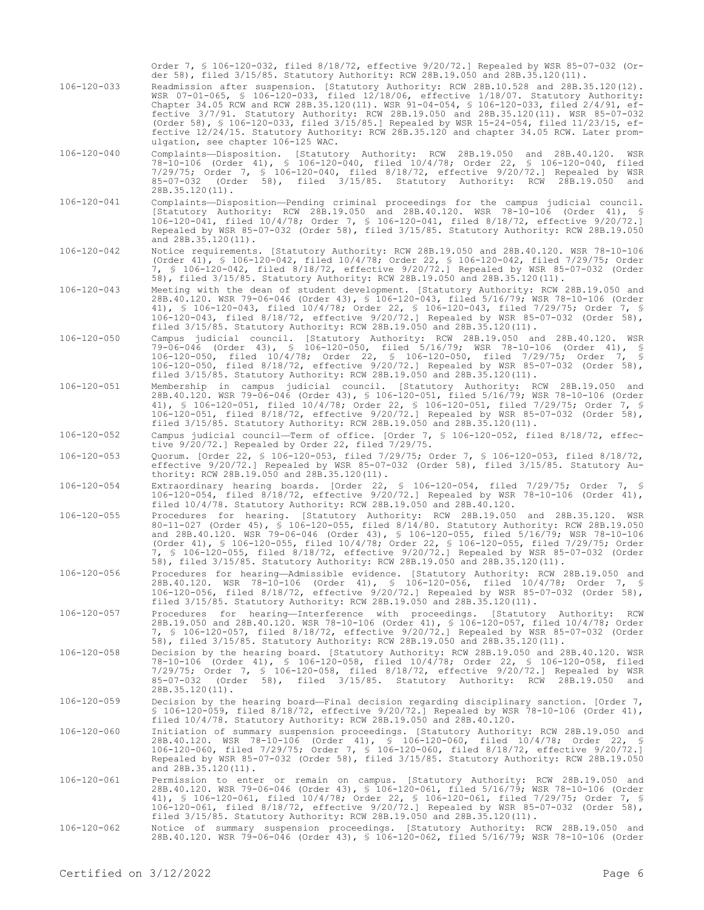Order 7, § 106-120-032, filed 8/18/72, effective 9/20/72.] Repealed by WSR 85-07-032 (Order 58), filed 3/15/85. Statutory Authority: RCW 28B.19.050 and 28B.35.120(11).

| | |
|---|---|
| 106-120-033 | Readmission after suspension. [Statutory Authority: RCW 28B.10.528 and 28B.35.120(12). WSR 07-01-065, § 106-120-033, filed 12/18/06, effective 1/18/07. Statutory Authority: Chapter 34.05 RCW and RCW 28B.35.120(11). WSR 91-04-054, § 106-120-033, filed 2/4/91, effective 3/7/91. Statutory Authority: RCW 28B.19.050 and 28B.35.120(11). WSR 85-07-032 (Order 58), § 106-120-033, filed 3/15/85.] Repealed by WSR 15-24-054, filed 11/23/15, effective 12/24/15. Statutory Authority: RCW 28B.35.120 and chapter 34.05 RCW. Later promulgation, see chapter 106-125 WAC. |
| 106-120-040 | Complaints—Disposition. [Statutory Authority: RCW 28B.19.050 and 28B.40.120. WSR 78-10-106 (Order 41), § 106-120-040, filed 10/4/78; Order 22, § 106-120-040, filed 7/29/75; Order 7, § 106-120-040, filed 8/18/72, effective 9/20/72.] Repealed by WSR 85-07-032 (Order 58), filed 3/15/85. Statutory Authority: RCW 28B.19.050 and 28B.35.120(11). |
| 106-120-041 | Complaints—Disposition—Pending criminal proceedings for the campus judicial council. [Statutory Authority: RCW 28B.19.050 and 28B.40.120. WSR 78-10-106 (Order 41), § 106-120-041, filed 10/4/78; Order 7, § 106-120-041, filed 8/18/72, effective 9/20/72.] Repealed by WSR 85-07-032 (Order 58), filed 3/15/85. Statutory Authority: RCW 28B.19.050 and 28B.35.120(11). |
| 106-120-042 | Notice requirements. [Statutory Authority: RCW 28B.19.050 and 28B.40.120. WSR 78-10-106 (Order 41), § 106-120-042, filed 10/4/78; Order 22, § 106-120-042, filed 7/29/75; Order 7, § 106-120-042, filed 8/18/72, effective 9/20/72.] Repealed by WSR 85-07-032 (Order 58), filed 3/15/85. Statutory Authority: RCW 28B.19.050 and 28B.35.120(11). |
| 106-120-043 | Meeting with the dean of student development. [Statutory Authority: RCW 28B.19.050 and 28B.40.120. WSR 79-06-046 (Order 43), § 106-120-043, filed 5/16/79; WSR 78-10-106 (Order 41), § 106-120-043, filed 10/4/78; Order 22, § 106-120-043, filed 7/29/75; Order 7, § 106-120-043, filed 8/18/72, effective 9/20/72.] Repealed by WSR 85-07-032 (Order 58), filed 3/15/85. Statutory Authority: RCW 28B.19.050 and 28B.35.120(11). |
| 106-120-050 | Campus judicial council. [Statutory Authority: RCW 28B.19.050 and 28B.40.120. WSR 79-06-046 (Order 43), § 106-120-050, filed 5/16/79; WSR 78-10-106 (Order 41), § 106-120-050, filed 10/4/78; Order 22, § 106-120-050, filed 7/29/75; Order 7, § 106-120-050, filed 8/18/72, effective 9/20/72.] Repealed by WSR 85-07-032 (Order 58), filed 3/15/85. Statutory Authority: RCW 28B.19.050 and 28B.35.120(11). |
| 106-120-051 | Membership in campus judicial council. [Statutory Authority: RCW 28B.19.050 and 28B.40.120. WSR 79-06-046 (Order 43), § 106-120-051, filed 5/16/79; WSR 78-10-106 (Order 41), § 106-120-051, filed 10/4/78; Order 22, § 106-120-051, filed 7/29/75; Order 7, § 106-120-051, filed 8/18/72, effective 9/20/72.] Repealed by WSR 85-07-032 (Order 58), filed 3/15/85. Statutory Authority: RCW 28B.19.050 and 28B.35.120(11). |
| 106-120-052 | Campus judicial council—Term of office. [Order 7, § 106-120-052, filed 8/18/72, effective 9/20/72.] Repealed by Order 22, filed 7/29/75. |
| 106-120-053 | Quorum. [Order 22, § 106-120-053, filed 7/29/75; Order 7, § 106-120-053, filed 8/18/72, effective 9/20/72.] Repealed by WSR 85-07-032 (Order 58), filed 3/15/85. Statutory Authority: RCW 28B.19.050 and 28B.35.120(11). |
| 106-120-054 | Extraordinary hearing boards. [Order 22, § 106-120-054, filed 7/29/75; Order 7, § 106-120-054, filed 8/18/72, effective 9/20/72.] Repealed by WSR 78-10-106 (Order 41), filed 10/4/78. Statutory Authority: RCW 28B.19.050 and 28B.40.120. |
| 106-120-055 | Procedures for hearing. [Statutory Authority: RCW 28B.19.050 and 28B.35.120. WSR 80-11-027 (Order 45), § 106-120-055, filed 8/14/80. Statutory Authority: RCW 28B.19.050 and 28B.40.120. WSR 79-06-046 (Order 43), § 106-120-055, filed 5/16/79; WSR 78-10-106 (Order 41), § 106-120-055, filed 10/4/78; Order 22, § 106-120-055, filed 7/29/75; Order 7, § 106-120-055, filed 8/18/72, effective 9/20/72.] Repealed by WSR 85-07-032 (Order 58), filed 3/15/85. Statutory Authority: RCW 28B.19.050 and 28B.35.120(11). |
| 106-120-056 | Procedures for hearing—Admissible evidence. [Statutory Authority: RCW 28B.19.050 and 28B.40.120. WSR 78-10-106 (Order 41), § 106-120-056, filed 10/4/78; Order 7, § 106-120-056, filed 8/18/72, effective 9/20/72.] Repealed by WSR 85-07-032 (Order 58), filed 3/15/85. Statutory Authority: RCW 28B.19.050 and 28B.35.120(11). |
| 106-120-057 | Procedures for hearing—Interference with proceedings. [Statutory Authority: RCW 28B.19.050 and 28B.40.120. WSR 78-10-106 (Order 41), § 106-120-057, filed 10/4/78; Order 7, § 106-120-057, filed 8/18/72, effective 9/20/72.] Repealed by WSR 85-07-032 (Order 58), filed 3/15/85. Statutory Authority: RCW 28B.19.050 and 28B.35.120(11). |
| 106-120-058 | Decision by the hearing board. [Statutory Authority: RCW 28B.19.050 and 28B.40.120. WSR 78-10-106 (Order 41), § 106-120-058, filed 10/4/78; Order 22, § 106-120-058, filed 7/29/75; Order 7, § 106-120-058, filed 8/18/72, effective 9/20/72.] Repealed by WSR 85-07-032 (Order 58), filed 3/15/85. Statutory Authority: RCW 28B.19.050 and 28B.35.120(11). |
| 106-120-059 | Decision by the hearing board—Final decision regarding disciplinary sanction. [Order 7, § 106-120-059, filed 8/18/72, effective 9/20/72.] Repealed by WSR 78-10-106 (Order 41), filed 10/4/78. Statutory Authority: RCW 28B.19.050 and 28B.40.120. |
| 106-120-060 | Initiation of summary suspension proceedings. [Statutory Authority: RCW 28B.19.050 and 28B.40.120. WSR 78-10-106 (Order 41), § 106-120-060, filed 10/4/78; Order 22, § 106-120-060, filed 7/29/75; Order 7, § 106-120-060, filed 8/18/72, effective 9/20/72.] Repealed by WSR 85-07-032 (Order 58), filed 3/15/85. Statutory Authority: RCW 28B.19.050 and 28B.35.120(11). |
| 106-120-061 | Permission to enter or remain on campus. [Statutory Authority: RCW 28B.19.050 and 28B.40.120. WSR 79-06-046 (Order 43), § 106-120-061, filed 5/16/79; WSR 78-10-106 (Order 41), § 106-120-061, filed 10/4/78; Order 22, § 106-120-061, filed 7/29/75; Order 7, § 106-120-061, filed 8/18/72, effective 9/20/72.] Repealed by WSR 85-07-032 (Order 58), filed 3/15/85. Statutory Authority: RCW 28B.19.050 and 28B.35.120(11). |
| 106-120-062 | Notice of summary suspension proceedings. [Statutory Authority: RCW 28B.19.050 and 28B.40.120. WSR 79-06-046 (Order 43), § 106-120-062, filed 5/16/79; WSR 78-10-106 (Order |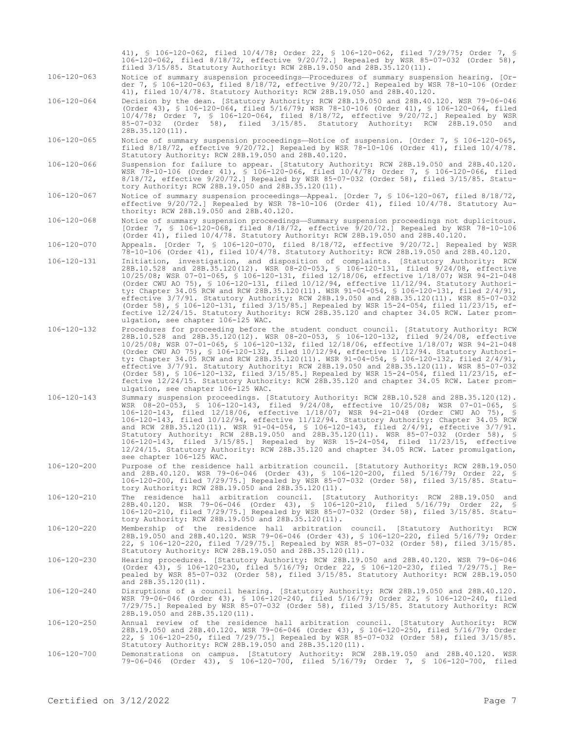41), § 106-120-062, filed 10/4/78; Order 22, § 106-120-062, filed 7/29/75; Order 7, § 106-120-062, filed 8/18/72, effective 9/20/72.] Repealed by WSR 85-07-032 (Order 58), filed 3/15/85. Statutory Authority: RCW 28B.19.050 and 28B.35.120(11).

106-120-063 Notice of summary suspension proceedings—Procedures of summary suspension hearing. [Order 7, § 106-120-063, filed 8/18/72, effective 9/20/72.] Repealed by WSR 78-10-106 (Order 41), filed 10/4/78. Statutory Authority: RCW 28B.19.050 and 28B.40.120.

106-120-064 Decision by the dean. [Statutory Authority: RCW 28B.19.050 and 28B.40.120. WSR 79-06-046 (Order 43), § 106-120-064, filed 5/16/79; WSR 78-10-106 (Order 41), § 106-120-064, filed 10/4/78; Order 7, § 106-120-064, filed 8/18/72, effective 9/20/72.] Repealed by WSR 85-07-032 (Order 58), filed 3/15/85. Statutory Authority: RCW 28B.19.050 and 28B.35.120(11).

106-120-065 Notice of summary suspension proceedings—Notice of suspension. [Order 7, § 106-120-065, filed 8/18/72, effective 9/20/72.] Repealed by WSR 78-10-106 (Order 41), filed 10/4/78. Statutory Authority: RCW 28B.19.050 and 28B.40.120.

106-120-066 Suspension for failure to appear. [Statutory Authority: RCW 28B.19.050 and 28B.40.120. WSR 78-10-106 (Order 41), § 106-120-066, filed 10/4/78; Order 7, § 106-120-066, filed 8/18/72, effective 9/20/72.] Repealed by WSR 85-07-032 (Order 58), filed 3/15/85. Statutory Authority: RCW 28B.19.050 and 28B.35.120(11).

106-120-067 Notice of summary suspension proceedings—Appeal. [Order 7, § 106-120-067, filed 8/18/72, effective 9/20/72.] Repealed by WSR 78-10-106 (Order 41), filed 10/4/78. Statutory Authority: RCW 28B.19.050 and 28B.40.120.

106-120-068 Notice of summary suspension proceedings—Summary suspension proceedings not duplicitous. [Order 7, § 106-120-068, filed 8/18/72, effective 9/20/72.] Repealed by WSR 78-10-106 (Order 41), filed 10/4/78. Statutory Authority: RCW 28B.19.050 and 28B.40.120.

106-120-070 Appeals. [Order 7, § 106-120-070, filed 8/18/72, effective 9/20/72.] Repealed by WSR 78-10-106 (Order 41), filed 10/4/78. Statutory Authority: RCW 28B.19.050 and 28B.40.120.

106-120-131 Initiation, investigation, and disposition of complaints. [Statutory Authority: RCW 28B.10.528 and 28B.35.120(12). WSR 08-20-053, § 106-120-131, filed 9/24/08, effective 10/25/08; WSR 07-01-065, § 106-120-131, filed 12/18/06, effective 1/18/07; WSR 94-21-048 (Order CWU AO 75), § 106-120-131, filed 10/12/94, effective 11/12/94. Statutory Authority: Chapter 34.05 RCW and RCW 28B.35.120(11). WSR 91-04-054, § 106-120-131, filed 2/4/91, effective 3/7/91. Statutory Authority: RCW 28B.19.050 and 28B.35.120(11). WSR 85-07-032 (Order 58), § 106-120-131, filed 3/15/85.] Repealed by WSR 15-24-054, filed 11/23/15, effective 12/24/15. Statutory Authority: RCW 28B.35.120 and chapter 34.05 RCW. Later promulgation, see chapter 106-125 WAC.

106-120-132 Procedures for proceeding before the student conduct council. [Statutory Authority: RCW 28B.10.528 and 28B.35.120(12). WSR 08-20-053, § 106-120-132, filed 9/24/08, effective 10/25/08; WSR 07-01-065, § 106-120-132, filed 12/18/06, effective 1/18/07; WSR 94-21-048 (Order CWU AO 75), § 106-120-132, filed 10/12/94, effective 11/12/94. Statutory Authority: Chapter 34.05 RCW and RCW 28B.35.120(11). WSR 91-04-054, § 106-120-132, filed 2/4/91, effective 3/7/91. Statutory Authority: RCW 28B.19.050 and 28B.35.120(11). WSR 85-07-032 (Order 58), § 106-120-132, filed 3/15/85.] Repealed by WSR 15-24-054, filed 11/23/15, effective 12/24/15. Statutory Authority: RCW 28B.35.120 and chapter 34.05 RCW. Later promulgation, see chapter 106-125 WAC.

106-120-143 Summary suspension proceedings. [Statutory Authority: RCW 28B.10.528 and 28B.35.120(12). WSR 08-20-053, § 106-120-143, filed 9/24/08, effective 10/25/08; WSR 07-01-065, § 106-120-143, filed 12/18/06, effective 1/18/07; WSR 94-21-048 (Order CWU AO 75), § 106-120-143, filed 10/12/94, effective 11/12/94. Statutory Authority: Chapter 34.05 RCW and RCW 28B.35.120(11). WSR 91-04-054, § 106-120-143, filed 2/4/91, effective 3/7/91. Statutory Authority: RCW 28B.19.050 and 28B.35.120(11). WSR 85-07-032 (Order 58), § 106-120-143, filed 3/15/85.] Repealed by WSR 15-24-054, filed 11/23/15, effective 12/24/15. Statutory Authority: RCW 28B.35.120 and chapter 34.05 RCW. Later promulgation, see chapter 106-125 WAC.

106-120-200 Purpose of the residence hall arbitration council. [Statutory Authority: RCW 28B.19.050 and 28B.40.120. WSR 79-06-046 (Order 43), § 106-120-200, filed 5/16/79; Order 22, § 106-120-200, filed 7/29/75.] Repealed by WSR 85-07-032 (Order 58), filed 3/15/85. Statutory Authority: RCW 28B.19.050 and 28B.35.120(11).

106-120-210 The residence hall arbitration council. [Statutory Authority: RCW 28B.19.050 and 28B.40.120. WSR 79-06-046 (Order 43), § 106-120-210, filed 5/16/79; Order 22, § 106-120-210, filed 7/29/75.] Repealed by WSR 85-07-032 (Order 58), filed 3/15/85. Statutory Authority: RCW 28B.19.050 and 28B.35.120(11).

106-120-220 Membership of the residence hall arbitration council. [Statutory Authority: RCW 28B.19.050 and 28B.40.120. WSR 79-06-046 (Order 43), § 106-120-220, filed 5/16/79; Order 22, § 106-120-220, filed 7/29/75.] Repealed by WSR 85-07-032 (Order 58), filed 3/15/85. Statutory Authority: RCW 28B.19.050 and 28B.35.120(11).

106-120-230 Hearing procedures. [Statutory Authority: RCW 28B.19.050 and 28B.40.120. WSR 79-06-046 (Order 43), § 106-120-230, filed 5/16/79; Order 22, § 106-120-230, filed 7/29/75.] Repealed by WSR 85-07-032 (Order 58), filed 3/15/85. Statutory Authority: RCW 28B.19.050 and 28B.35.120(11).

106-120-240 Disruptions of a council hearing. [Statutory Authority: RCW 28B.19.050 and 28B.40.120. WSR 79-06-046 (Order 43), § 106-120-240, filed 5/16/79; Order 22, § 106-120-240, filed 7/29/75.] Repealed by WSR 85-07-032 (Order 58), filed 3/15/85. Statutory Authority: RCW 28B.19.050 and 28B.35.120(11).

106-120-250 Annual review of the residence hall arbitration council. [Statutory Authority: RCW 28B.19.050 and 28B.40.120. WSR 79-06-046 (Order 43), § 106-120-250, filed 5/16/79; Order 22, § 106-120-250, filed 7/29/75.] Repealed by WSR 85-07-032 (Order 58), filed 3/15/85. Statutory Authority: RCW 28B.19.050 and 28B.35.120(11).

106-120-700 Demonstrations on campus. [Statutory Authority: RCW 28B.19.050 and 28B.40.120. WSR 79-06-046 (Order 43), § 106-120-700, filed 5/16/79; Order 7, § 106-120-700, filed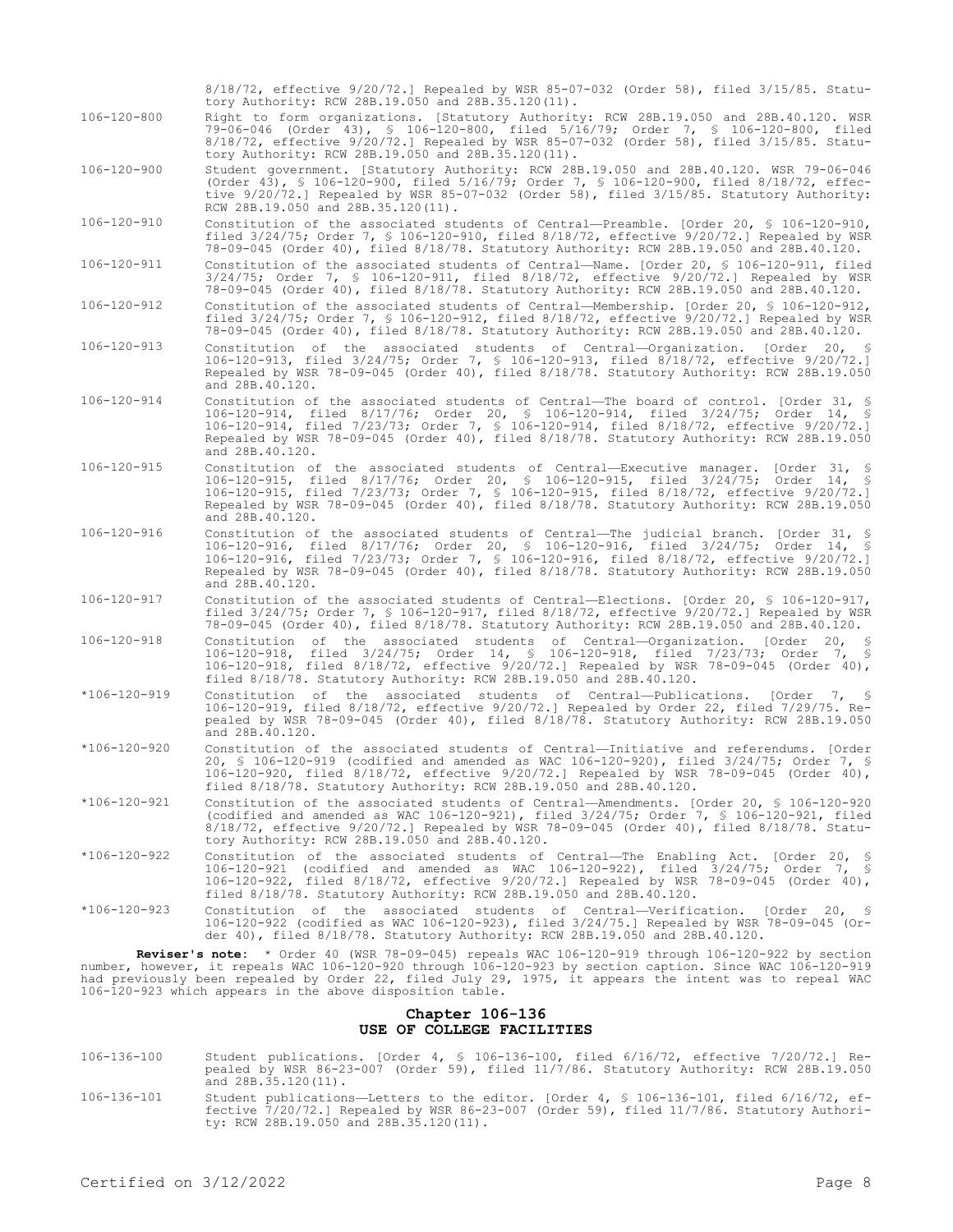8/18/72, effective 9/20/72.] Repealed by WSR 85-07-032 (Order 58), filed 3/15/85. Statutory Authority: RCW 28B.19.050 and 28B.35.120(11).

106-120-800 Right to form organizations. [Statutory Authority: RCW 28B.19.050 and 28B.40.120. WSR 79-06-046 (Order 43), § 106-120-800, filed 5/16/79; Order 7, § 106-120-800, filed 8/18/72, effective 9/20/72.] Repealed by WSR 85-07-032 (Order 58), filed 3/15/85. Statutory Authority: RCW 28B.19.050 and 28B.35.120(11).

106-120-900 Student government. [Statutory Authority: RCW 28B.19.050 and 28B.40.120. WSR 79-06-046 (Order 43), § 106-120-900, filed 5/16/79; Order 7, § 106-120-900, filed 8/18/72, effective 9/20/72.] Repealed by WSR 85-07-032 (Order 58), filed 3/15/85. Statutory Authority: RCW 28B.19.050 and 28B.35.120(11).

106-120-910 Constitution of the associated students of Central—Preamble. [Order 20, § 106-120-910, filed 3/24/75; Order 7, § 106-120-910, filed 8/18/72, effective 9/20/72.] Repealed by WSR 78-09-045 (Order 40), filed 8/18/78. Statutory Authority: RCW 28B.19.050 and 28B.40.120.

106-120-911 Constitution of the associated students of Central—Name. [Order 20, § 106-120-911, filed 3/24/75; Order 7, § 106-120-911, filed 8/18/72, effective 9/20/72.] Repealed by WSR 78-09-045 (Order 40), filed 8/18/78. Statutory Authority: RCW 28B.19.050 and 28B.40.120.

106-120-912 Constitution of the associated students of Central—Membership. [Order 20, § 106-120-912, filed 3/24/75; Order 7, § 106-120-912, filed 8/18/72, effective 9/20/72.] Repealed by WSR 78-09-045 (Order 40), filed 8/18/78. Statutory Authority: RCW 28B.19.050 and 28B.40.120.

106-120-913 Constitution of the associated students of Central—Organization. [Order 20, § 106-120-913, filed 3/24/75; Order 7, § 106-120-913, filed 8/18/72, effective 9/20/72.] Repealed by WSR 78-09-045 (Order 40), filed 8/18/78. Statutory Authority: RCW 28B.19.050 and 28B.40.120.

106-120-914 Constitution of the associated students of Central—The board of control. [Order 31, § 106-120-914, filed 8/17/76; Order 20, § 106-120-914, filed 3/24/75; Order 14, § 106-120-914, filed 7/23/73; Order 7, § 106-120-914, filed 8/18/72, effective 9/20/72.] Repealed by WSR 78-09-045 (Order 40), filed 8/18/78. Statutory Authority: RCW 28B.19.050 and 28B.40.120.

106-120-915 Constitution of the associated students of Central—Executive manager. [Order 31, § 106-120-915, filed 8/17/76; Order 20, § 106-120-915, filed 3/24/75; Order 14, § 106-120-915, filed 7/23/73; Order 7, § 106-120-915, filed 8/18/72, effective 9/20/72.] Repealed by WSR 78-09-045 (Order 40), filed 8/18/78. Statutory Authority: RCW 28B.19.050 and 28B.40.120.

106-120-916 Constitution of the associated students of Central—The judicial branch. [Order 31, § 106-120-916, filed 8/17/76; Order 20, § 106-120-916, filed 3/24/75; Order 14, § 106-120-916, filed 7/23/73; Order 7, § 106-120-916, filed 8/18/72, effective 9/20/72.] Repealed by WSR 78-09-045 (Order 40), filed 8/18/78. Statutory Authority: RCW 28B.19.050 and 28B.40.120.

106-120-917 Constitution of the associated students of Central—Elections. [Order 20, § 106-120-917, filed 3/24/75; Order 7, § 106-120-917, filed 8/18/72, effective 9/20/72.] Repealed by WSR 78-09-045 (Order 40), filed 8/18/78. Statutory Authority: RCW 28B.19.050 and 28B.40.120.

106-120-918 Constitution of the associated students of Central—Organization. [Order 20, § 106-120-918, filed 3/24/75; Order 14, § 106-120-918, filed 7/23/73; Order 7, § 106-120-918, filed 8/18/72, effective 9/20/72.] Repealed by WSR 78-09-045 (Order 40), filed 8/18/78. Statutory Authority: RCW 28B.19.050 and 28B.40.120.

*106-120-919 Constitution of the associated students of Central—Publications. [Order 7, § 106-120-919, filed 8/18/72, effective 9/20/72.] Repealed by Order 22, filed 7/29/75. Repealed by WSR 78-09-045 (Order 40), filed 8/18/78. Statutory Authority: RCW 28B.19.050 and 28B.40.120.

*106-120-920 Constitution of the associated students of Central—Initiative and referendums. [Order 20, § 106-120-919 (codified and amended as WAC 106-120-920), filed 3/24/75; Order 7, § 106-120-920, filed 8/18/72, effective 9/20/72.] Repealed by WSR 78-09-045 (Order 40), filed 8/18/78. Statutory Authority: RCW 28B.19.050 and 28B.40.120.

*106-120-921 Constitution of the associated students of Central—Amendments. [Order 20, § 106-120-920 (codified and amended as WAC 106-120-921), filed 3/24/75; Order 7, § 106-120-921, filed 8/18/72, effective 9/20/72.] Repealed by WSR 78-09-045 (Order 40), filed 8/18/78. Statutory Authority: RCW 28B.19.050 and 28B.40.120.

*106-120-922 Constitution of the associated students of Central—The Enabling Act. [Order 20, § 106-120-921 (codified and amended as WAC 106-120-922), filed 3/24/75; Order 7, § 106-120-922, filed 8/18/72, effective 9/20/72.] Repealed by WSR 78-09-045 (Order 40), filed 8/18/78. Statutory Authority: RCW 28B.19.050 and 28B.40.120.

*106-120-923 Constitution of the associated students of Central—Verification. [Order 20, § 106-120-922 (codified as WAC 106-120-923), filed 3/24/75.] Repealed by WSR 78-09-045 (Order 40), filed 8/18/78. Statutory Authority: RCW 28B.19.050 and 28B.40.120.

**Reviser's note:** * Order 40 (WSR 78-09-045) repeals WAC 106-120-919 through 106-120-922 by section number, however, it repeals WAC 106-120-920 through 106-120-923 by section caption. Since WAC 106-120-919 had previously been repealed by Order 22, filed July 29, 1975, it appears the intent was to repeal WAC 106-120-923 which appears in the above disposition table.

## Chapter 106-136
## USE OF COLLEGE FACILITIES

106-136-100 Student publications. [Order 4, § 106-136-100, filed 6/16/72, effective 7/20/72.] Repealed by WSR 86-23-007 (Order 59), filed 11/7/86. Statutory Authority: RCW 28B.19.050 and 28B.35.120(11).

106-136-101 Student publications—Letters to the editor. [Order 4, § 106-136-101, filed 6/16/72, effective 7/20/72.] Repealed by WSR 86-23-007 (Order 59), filed 11/7/86. Statutory Authority: RCW 28B.19.050 and 28B.35.120(11).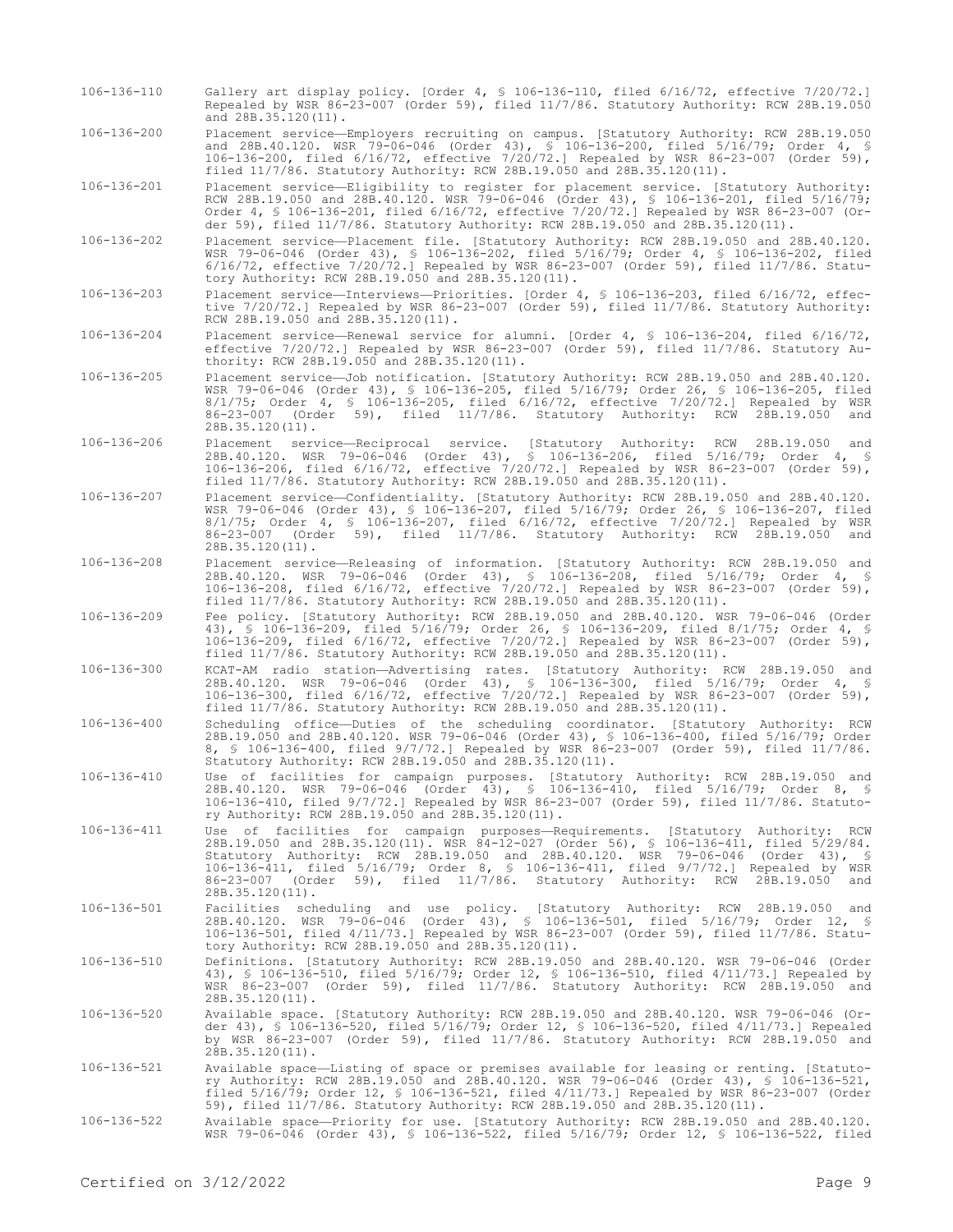106-136-110 Gallery art display policy. [Order 4, § 106-136-110, filed 6/16/72, effective 7/20/72.] Repealed by WSR 86-23-007 (Order 59), filed 11/7/86. Statutory Authority: RCW 28B.19.050 and 28B.35.120(11).

106-136-200 Placement service—Employers recruiting on campus. [Statutory Authority: RCW 28B.19.050 and 28B.40.120. WSR 79-06-046 (Order 43), § 106-136-200, filed 5/16/79; Order 4, § 106-136-200, filed 6/16/72, effective 7/20/72.] Repealed by WSR 86-23-007 (Order 59), filed 11/7/86. Statutory Authority: RCW 28B.19.050 and 28B.35.120(11).

106-136-201 Placement service—Eligibility to register for placement service. [Statutory Authority: RCW 28B.19.050 and 28B.40.120. WSR 79-06-046 (Order 43), § 106-136-201, filed 5/16/79; Order 4, § 106-136-201, filed 6/16/72, effective 7/20/72.] Repealed by WSR 86-23-007 (Order 59), filed 11/7/86. Statutory Authority: RCW 28B.19.050 and 28B.35.120(11).

106-136-202 Placement service—Placement file. [Statutory Authority: RCW 28B.19.050 and 28B.40.120. WSR 79-06-046 (Order 43), § 106-136-202, filed 5/16/79; Order 4, § 106-136-202, filed 6/16/72, effective 7/20/72.] Repealed by WSR 86-23-007 (Order 59), filed 11/7/86. Statutory Authority: RCW 28B.19.050 and 28B.35.120(11).

106-136-203 Placement service—Interviews—Priorities. [Order 4, § 106-136-203, filed 6/16/72, effective 7/20/72.] Repealed by WSR 86-23-007 (Order 59), filed 11/7/86. Statutory Authority: RCW 28B.19.050 and 28B.35.120(11).

106-136-204 Placement service—Renewal service for alumni. [Order 4, § 106-136-204, filed 6/16/72, effective 7/20/72.] Repealed by WSR 86-23-007 (Order 59), filed 11/7/86. Statutory Authority: RCW 28B.19.050 and 28B.35.120(11).

106-136-205 Placement service—Job notification. [Statutory Authority: RCW 28B.19.050 and 28B.40.120. WSR 79-06-046 (Order 43), § 106-136-205, filed 5/16/79; Order 26, § 106-136-205, filed 8/1/75; Order 4, § 106-136-205, filed 6/16/72, effective 7/20/72.] Repealed by WSR 86-23-007 (Order 59), filed 11/7/86. Statutory Authority: RCW 28B.19.050 and 28B.35.120(11).

106-136-206 Placement service—Reciprocal service. [Statutory Authority: RCW 28B.19.050 and 28B.40.120. WSR 79-06-046 (Order 43), § 106-136-206, filed 5/16/79; Order 4, § 106-136-206, filed 6/16/72, effective 7/20/72.] Repealed by WSR 86-23-007 (Order 59), filed 11/7/86. Statutory Authority: RCW 28B.19.050 and 28B.35.120(11).

106-136-207 Placement service—Confidentiality. [Statutory Authority: RCW 28B.19.050 and 28B.40.120. WSR 79-06-046 (Order 43), § 106-136-207, filed 5/16/79; Order 26, § 106-136-207, filed 8/1/75; Order 4, § 106-136-207, filed 6/16/72, effective 7/20/72.] Repealed by WSR 86-23-007 (Order 59), filed 11/7/86. Statutory Authority: RCW 28B.19.050 and 28B.35.120(11).

106-136-208 Placement service—Releasing of information. [Statutory Authority: RCW 28B.19.050 and 28B.40.120. WSR 79-06-046 (Order 43), § 106-136-208, filed 5/16/79; Order 4, § 106-136-208, filed 6/16/72, effective 7/20/72.] Repealed by WSR 86-23-007 (Order 59), filed 11/7/86. Statutory Authority: RCW 28B.19.050 and 28B.35.120(11).

106-136-209 Fee policy. [Statutory Authority: RCW 28B.19.050 and 28B.40.120. WSR 79-06-046 (Order 43), § 106-136-209, filed 5/16/79; Order 26, § 106-136-209, filed 8/1/75; Order 4, § 106-136-209, filed 6/16/72, effective 7/20/72.] Repealed by WSR 86-23-007 (Order 59), filed 11/7/86. Statutory Authority: RCW 28B.19.050 and 28B.35.120(11).

106-136-300 KCAT-AM radio station—Advertising rates. [Statutory Authority: RCW 28B.19.050 and 28B.40.120. WSR 79-06-046 (Order 43), § 106-136-300, filed 5/16/79; Order 4, § 106-136-300, filed 6/16/72, effective 7/20/72.] Repealed by WSR 86-23-007 (Order 59), filed 11/7/86. Statutory Authority: RCW 28B.19.050 and 28B.35.120(11).

106-136-400 Scheduling office—Duties of the scheduling coordinator. [Statutory Authority: RCW 28B.19.050 and 28B.40.120. WSR 79-06-046 (Order 43), § 106-136-400, filed 5/16/79; Order 8, § 106-136-400, filed 9/7/72.] Repealed by WSR 86-23-007 (Order 59), filed 11/7/86. Statutory Authority: RCW 28B.19.050 and 28B.35.120(11).

106-136-410 Use of facilities for campaign purposes. [Statutory Authority: RCW 28B.19.050 and 28B.40.120. WSR 79-06-046 (Order 43), § 106-136-410, filed 5/16/79; Order 8, § 106-136-410, filed 9/7/72.] Repealed by WSR 86-23-007 (Order 59), filed 11/7/86. Statutory Authority: RCW 28B.19.050 and 28B.35.120(11).

106-136-411 Use of facilities for campaign purposes—Requirements. [Statutory Authority: RCW 28B.19.050 and 28B.35.120(11). WSR 84-12-027 (Order 56), § 106-136-411, filed 5/29/84. Statutory Authority: RCW 28B.19.050 and 28B.40.120. WSR 79-06-046 (Order 43), § 106-136-411, filed 5/16/79; Order 8, § 106-136-411, filed 9/7/72.] Repealed by WSR 86-23-007 (Order 59), filed 11/7/86. Statutory Authority: RCW 28B.19.050 and 28B.35.120(11).

106-136-501 Facilities scheduling and use policy. [Statutory Authority: RCW 28B.19.050 and 28B.40.120. WSR 79-06-046 (Order 43), § 106-136-501, filed 5/16/79; Order 12, § 106-136-501, filed 4/11/73.] Repealed by WSR 86-23-007 (Order 59), filed 11/7/86. Statutory Authority: RCW 28B.19.050 and 28B.35.120(11).

106-136-510 Definitions. [Statutory Authority: RCW 28B.19.050 and 28B.40.120. WSR 79-06-046 (Order 43), § 106-136-510, filed 5/16/79; Order 12, § 106-136-510, filed 4/11/73.] Repealed by WSR 86-23-007 (Order 59), filed 11/7/86. Statutory Authority: RCW 28B.19.050 and 28B.35.120(11).

106-136-520 Available space. [Statutory Authority: RCW 28B.19.050 and 28B.40.120. WSR 79-06-046 (Order 43), § 106-136-520, filed 5/16/79; Order 12, § 106-136-520, filed 4/11/73.] Repealed by WSR 86-23-007 (Order 59), filed 11/7/86. Statutory Authority: RCW 28B.19.050 and 28B.35.120(11).

106-136-521 Available space—Listing of space or premises available for leasing or renting. [Statutory Authority: RCW 28B.19.050 and 28B.40.120. WSR 79-06-046 (Order 43), § 106-136-521, filed 5/16/79; Order 12, § 106-136-521, filed 4/11/73.] Repealed by WSR 86-23-007 (Order 59), filed 11/7/86. Statutory Authority: RCW 28B.19.050 and 28B.35.120(11).

106-136-522 Available space—Priority for use. [Statutory Authority: RCW 28B.19.050 and 28B.40.120. WSR 79-06-046 (Order 43), § 106-136-522, filed 5/16/79; Order 12, § 106-136-522, filed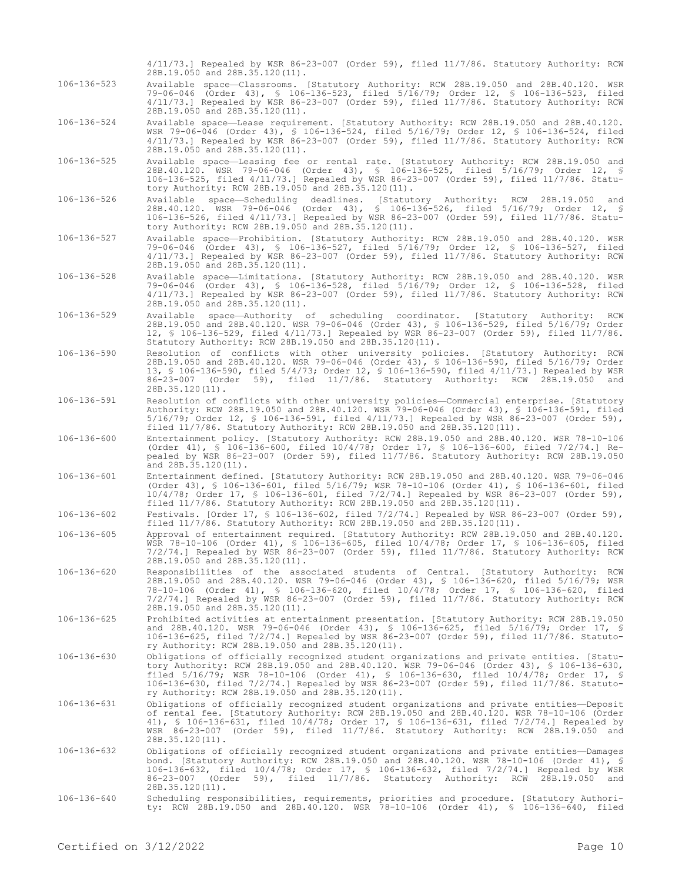4/11/73.] Repealed by WSR 86-23-007 (Order 59), filed 11/7/86. Statutory Authority: RCW 28B.19.050 and 28B.35.120(11).

106-136-523 Available space—Classrooms. [Statutory Authority: RCW 28B.19.050 and 28B.40.120. WSR 79-06-046 (Order 43), § 106-136-523, filed 5/16/79; Order 12, § 106-136-523, filed 4/11/73.] Repealed by WSR 86-23-007 (Order 59), filed 11/7/86. Statutory Authority: RCW 28B.19.050 and 28B.35.120(11).

106-136-524 Available space—Lease requirement. [Statutory Authority: RCW 28B.19.050 and 28B.40.120. WSR 79-06-046 (Order 43), § 106-136-524, filed 5/16/79; Order 12, § 106-136-524, filed 4/11/73.] Repealed by WSR 86-23-007 (Order 59), filed 11/7/86. Statutory Authority: RCW 28B.19.050 and 28B.35.120(11).

106-136-525 Available space—Leasing fee or rental rate. [Statutory Authority: RCW 28B.19.050 and 28B.40.120. WSR 79-06-046 (Order 43), § 106-136-525, filed 5/16/79; Order 12, § 106-136-525, filed 4/11/73.] Repealed by WSR 86-23-007 (Order 59), filed 11/7/86. Statutory Authority: RCW 28B.19.050 and 28B.35.120(11).

106-136-526 Available space—Scheduling deadlines. [Statutory Authority: RCW 28B.19.050 and 28B.40.120. WSR 79-06-046 (Order 43), § 106-136-526, filed 5/16/79; Order 12, § 106-136-526, filed 4/11/73.] Repealed by WSR 86-23-007 (Order 59), filed 11/7/86. Statutory Authority: RCW 28B.19.050 and 28B.35.120(11).

106-136-527 Available space—Prohibition. [Statutory Authority: RCW 28B.19.050 and 28B.40.120. WSR 79-06-046 (Order 43), § 106-136-527, filed 5/16/79; Order 12, § 106-136-527, filed 4/11/73.] Repealed by WSR 86-23-007 (Order 59), filed 11/7/86. Statutory Authority: RCW 28B.19.050 and 28B.35.120(11).

106-136-528 Available space—Limitations. [Statutory Authority: RCW 28B.19.050 and 28B.40.120. WSR 79-06-046 (Order 43), § 106-136-528, filed 5/16/79; Order 12, § 106-136-528, filed 4/11/73.] Repealed by WSR 86-23-007 (Order 59), filed 11/7/86. Statutory Authority: RCW 28B.19.050 and 28B.35.120(11).

106-136-529 Available space—Authority of scheduling coordinator. [Statutory Authority: RCW 28B.19.050 and 28B.40.120. WSR 79-06-046 (Order 43), § 106-136-529, filed 5/16/79; Order 12, § 106-136-529, filed 4/11/73.] Repealed by WSR 86-23-007 (Order 59), filed 11/7/86. Statutory Authority: RCW 28B.19.050 and 28B.35.120(11).

106-136-590 Resolution of conflicts with other university policies. [Statutory Authority: RCW 28B.19.050 and 28B.40.120. WSR 79-06-046 (Order 43), § 106-136-590, filed 5/16/79; Order 13, § 106-136-590, filed 5/4/73; Order 12, § 106-136-590, filed 4/11/73.] Repealed by WSR 86-23-007 (Order 59), filed 11/7/86. Statutory Authority: RCW 28B.19.050 and 28B.35.120(11).

106-136-591 Resolution of conflicts with other university policies—Commercial enterprise. [Statutory Authority: RCW 28B.19.050 and 28B.40.120. WSR 79-06-046 (Order 43), § 106-136-591, filed 5/16/79; Order 12, § 106-136-591, filed 4/11/73.] Repealed by WSR 86-23-007 (Order 59), filed 11/7/86. Statutory Authority: RCW 28B.19.050 and 28B.35.120(11).

106-136-600 Entertainment policy. [Statutory Authority: RCW 28B.19.050 and 28B.40.120. WSR 78-10-106 (Order 41), § 106-136-600, filed 10/4/78; Order 17, § 106-136-600, filed 7/2/74.] Repealed by WSR 86-23-007 (Order 59), filed 11/7/86. Statutory Authority: RCW 28B.19.050 and 28B.35.120(11).

106-136-601 Entertainment defined. [Statutory Authority: RCW 28B.19.050 and 28B.40.120. WSR 79-06-046 (Order 43), § 106-136-601, filed 5/16/79; WSR 78-10-106 (Order 41), § 106-136-601, filed 10/4/78; Order 17, § 106-136-601, filed 7/2/74.] Repealed by WSR 86-23-007 (Order 59), filed 11/7/86. Statutory Authority: RCW 28B.19.050 and 28B.35.120(11).

106-136-602 Festivals. [Order 17, § 106-136-602, filed 7/2/74.] Repealed by WSR 86-23-007 (Order 59), filed 11/7/86. Statutory Authority: RCW 28B.19.050 and 28B.35.120(11).

106-136-605 Approval of entertainment required. [Statutory Authority: RCW 28B.19.050 and 28B.40.120. WSR 78-10-106 (Order 41), § 106-136-605, filed 10/4/78; Order 17, § 106-136-605, filed 7/2/74.] Repealed by WSR 86-23-007 (Order 59), filed 11/7/86. Statutory Authority: RCW 28B.19.050 and 28B.35.120(11).

106-136-620 Responsibilities of the associated students of Central. [Statutory Authority: RCW 28B.19.050 and 28B.40.120. WSR 79-06-046 (Order 43), § 106-136-620, filed 5/16/79; WSR 78-10-106 (Order 41), § 106-136-620, filed 10/4/78; Order 17, § 106-136-620, filed 7/2/74.] Repealed by WSR 86-23-007 (Order 59), filed 11/7/86. Statutory Authority: RCW 28B.19.050 and 28B.35.120(11).

106-136-625 Prohibited activities at entertainment presentation. [Statutory Authority: RCW 28B.19.050 and 28B.40.120. WSR 79-06-046 (Order 43), § 106-136-625, filed 5/16/79; Order 17, § 106-136-625, filed 7/2/74.] Repealed by WSR 86-23-007 (Order 59), filed 11/7/86. Statutory Authority: RCW 28B.19.050 and 28B.35.120(11).

106-136-630 Obligations of officially recognized student organizations and private entities. [Statutory Authority: RCW 28B.19.050 and 28B.40.120. WSR 79-06-046 (Order 43), § 106-136-630, filed 5/16/79; WSR 78-10-106 (Order 41), § 106-136-630, filed 10/4/78; Order 17, § 106-136-630, filed 7/2/74.] Repealed by WSR 86-23-007 (Order 59), filed 11/7/86. Statutory Authority: RCW 28B.19.050 and 28B.35.120(11).

106-136-631 Obligations of officially recognized student organizations and private entities—Deposit of rental fee. [Statutory Authority: RCW 28B.19.050 and 28B.40.120. WSR 78-10-106 (Order 41), § 106-136-631, filed 10/4/78; Order 17, § 106-136-631, filed 7/2/74.] Repealed by WSR 86-23-007 (Order 59), filed 11/7/86. Statutory Authority: RCW 28B.19.050 and 28B.35.120(11).

106-136-632 Obligations of officially recognized student organizations and private entities—Damages bond. [Statutory Authority: RCW 28B.19.050 and 28B.40.120. WSR 78-10-106 (Order 41), § 106-136-632, filed 10/4/78; Order 17, § 106-136-632, filed 7/2/74.] Repealed by WSR 86-23-007 (Order 59), filed 11/7/86. Statutory Authority: RCW 28B.19.050 and 28B.35.120(11).

106-136-640 Scheduling responsibilities, requirements, priorities and procedure. [Statutory Authority: RCW 28B.19.050 and 28B.40.120. WSR 78-10-106 (Order 41), § 106-136-640, filed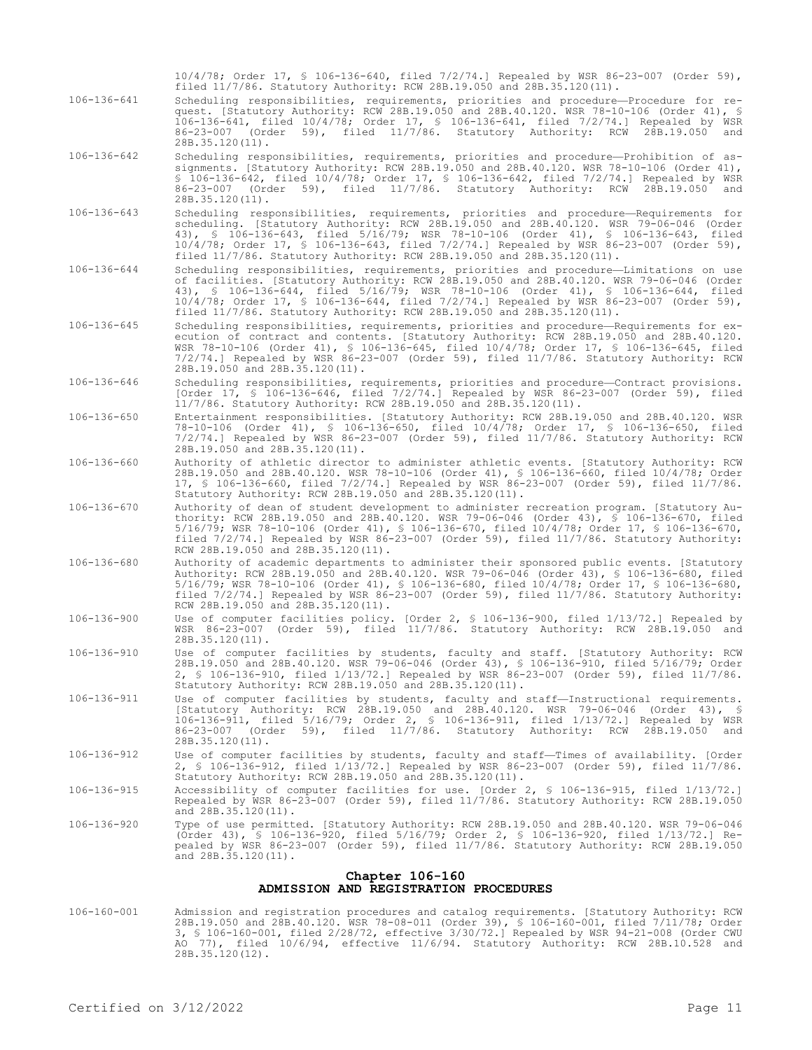10/4/78; Order 17, § 106-136-640, filed 7/2/74.] Repealed by WSR 86-23-007 (Order 59), filed 11/7/86. Statutory Authority: RCW 28B.19.050 and 28B.35.120(11).

106-136-641 Scheduling responsibilities, requirements, priorities and procedure—Procedure for request. [Statutory Authority: RCW 28B.19.050 and 28B.40.120. WSR 78-10-106 (Order 41), § 106-136-641, filed 10/4/78; Order 17, § 106-136-641, filed 7/2/74.] Repealed by WSR 86-23-007 (Order 59), filed 11/7/86. Statutory Authority: RCW 28B.19.050 and 28B.35.120(11).

106-136-642 Scheduling responsibilities, requirements, priorities and procedure—Prohibition of assignments. [Statutory Authority: RCW 28B.19.050 and 28B.40.120. WSR 78-10-106 (Order 41), § 106-136-642, filed 10/4/78; Order 17, § 106-136-642, filed 7/2/74.] Repealed by WSR 86-23-007 (Order 59), filed 11/7/86. Statutory Authority: RCW 28B.19.050 and 28B.35.120(11).

106-136-643 Scheduling responsibilities, requirements, priorities and procedure—Requirements for scheduling. [Statutory Authority: RCW 28B.19.050 and 28B.40.120. WSR 79-06-046 (Order 43), § 106-136-643, filed 5/16/79; WSR 78-10-106 (Order 41), § 106-136-643, filed 10/4/78; Order 17, § 106-136-643, filed 7/2/74.] Repealed by WSR 86-23-007 (Order 59), filed 11/7/86. Statutory Authority: RCW 28B.19.050 and 28B.35.120(11).

106-136-644 Scheduling responsibilities, requirements, priorities and procedure—Limitations on use of facilities. [Statutory Authority: RCW 28B.19.050 and 28B.40.120. WSR 79-06-046 (Order 43), § 106-136-644, filed 5/16/79; WSR 78-10-106 (Order 41), § 106-136-644, filed 10/4/78; Order 17, § 106-136-644, filed 7/2/74.] Repealed by WSR 86-23-007 (Order 59), filed 11/7/86. Statutory Authority: RCW 28B.19.050 and 28B.35.120(11).

106-136-645 Scheduling responsibilities, requirements, priorities and procedure—Requirements for execution of contract and contents. [Statutory Authority: RCW 28B.19.050 and 28B.40.120. WSR 78-10-106 (Order 41), § 106-136-645, filed 10/4/78; Order 17, § 106-136-645, filed 7/2/74.] Repealed by WSR 86-23-007 (Order 59), filed 11/7/86. Statutory Authority: RCW 28B.19.050 and 28B.35.120(11).

106-136-646 Scheduling responsibilities, requirements, priorities and procedure—Contract provisions. [Order 17, § 106-136-646, filed 7/2/74.] Repealed by WSR 86-23-007 (Order 59), filed 11/7/86. Statutory Authority: RCW 28B.19.050 and 28B.35.120(11).

106-136-650 Entertainment responsibilities. [Statutory Authority: RCW 28B.19.050 and 28B.40.120. WSR 78-10-106 (Order 41), § 106-136-650, filed 10/4/78; Order 17, § 106-136-650, filed 7/2/74.] Repealed by WSR 86-23-007 (Order 59), filed 11/7/86. Statutory Authority: RCW 28B.19.050 and 28B.35.120(11).

106-136-660 Authority of athletic director to administer athletic events. [Statutory Authority: RCW 28B.19.050 and 28B.40.120. WSR 78-10-106 (Order 41), § 106-136-660, filed 10/4/78; Order 17, § 106-136-660, filed 7/2/74.] Repealed by WSR 86-23-007 (Order 59), filed 11/7/86. Statutory Authority: RCW 28B.19.050 and 28B.35.120(11).

106-136-670 Authority of dean of student development to administer recreation program. [Statutory Authority: RCW 28B.19.050 and 28B.40.120. WSR 79-06-046 (Order 43), § 106-136-670, filed 5/16/79; WSR 78-10-106 (Order 41), § 106-136-670, filed 10/4/78; Order 17, § 106-136-670, filed 7/2/74.] Repealed by WSR 86-23-007 (Order 59), filed 11/7/86. Statutory Authority: RCW 28B.19.050 and 28B.35.120(11).

106-136-680 Authority of academic departments to administer their sponsored public events. [Statutory Authority: RCW 28B.19.050 and 28B.40.120. WSR 79-06-046 (Order 43), § 106-136-680, filed 5/16/79; WSR 78-10-106 (Order 41), § 106-136-680, filed 10/4/78; Order 17, § 106-136-680, filed 7/2/74.] Repealed by WSR 86-23-007 (Order 59), filed 11/7/86. Statutory Authority: RCW 28B.19.050 and 28B.35.120(11).

106-136-900 Use of computer facilities policy. [Order 2, § 106-136-900, filed 1/13/72.] Repealed by WSR 86-23-007 (Order 59), filed 11/7/86. Statutory Authority: RCW 28B.19.050 and 28B.35.120(11).

106-136-910 Use of computer facilities by students, faculty and staff. [Statutory Authority: RCW 28B.19.050 and 28B.40.120. WSR 79-06-046 (Order 43), § 106-136-910, filed 5/16/79; Order 2, § 106-136-910, filed 1/13/72.] Repealed by WSR 86-23-007 (Order 59), filed 11/7/86. Statutory Authority: RCW 28B.19.050 and 28B.35.120(11).

106-136-911 Use of computer facilities by students, faculty and staff—Instructional requirements. [Statutory Authority: RCW 28B.19.050 and 28B.40.120. WSR 79-06-046 (Order 43), § 106-136-911, filed 5/16/79; Order 2, § 106-136-911, filed 1/13/72.] Repealed by WSR 86-23-007 (Order 59), filed 11/7/86. Statutory Authority: RCW 28B.19.050 and 28B.35.120(11).

106-136-912 Use of computer facilities by students, faculty and staff—Times of availability. [Order 2, § 106-136-912, filed 1/13/72.] Repealed by WSR 86-23-007 (Order 59), filed 11/7/86. Statutory Authority: RCW 28B.19.050 and 28B.35.120(11).

106-136-915 Accessibility of computer facilities for use. [Order 2, § 106-136-915, filed 1/13/72.] Repealed by WSR 86-23-007 (Order 59), filed 11/7/86. Statutory Authority: RCW 28B.19.050 and 28B.35.120(11).

106-136-920 Type of use permitted. [Statutory Authority: RCW 28B.19.050 and 28B.40.120. WSR 79-06-046 (Order 43), § 106-136-920, filed 5/16/79; Order 2, § 106-136-920, filed 1/13/72.] Repealed by WSR 86-23-007 (Order 59), filed 11/7/86. Statutory Authority: RCW 28B.19.050 and 28B.35.120(11).

## Chapter 106-160
## ADMISSION AND REGISTRATION PROCEDURES

106-160-001 Admission and registration procedures and catalog requirements. [Statutory Authority: RCW 28B.19.050 and 28B.40.120. WSR 78-08-011 (Order 39), § 106-160-001, filed 7/11/78; Order 3, § 106-160-001, filed 2/28/72, effective 3/30/72.] Repealed by WSR 94-21-008 (Order CWU AO 77), filed 10/6/94, effective 11/6/94. Statutory Authority: RCW 28B.10.528 and 28B.35.120(12).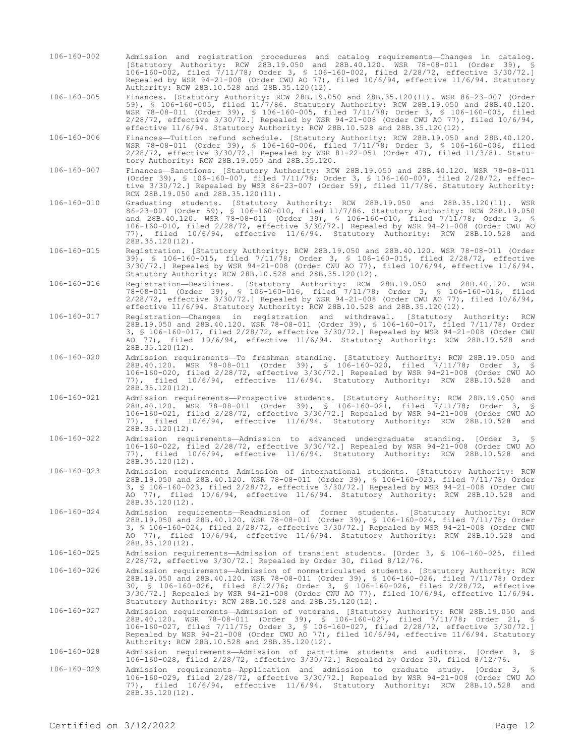106-160-002 Admission and registration procedures and catalog requirements—Changes in catalog. [Statutory Authority: RCW 28B.19.050 and 28B.40.120. WSR 78-08-011 (Order 39), § 106-160-002, filed 7/11/78; Order 3, § 106-160-002, filed 2/28/72, effective 3/30/72.] Repealed by WSR 94-21-008 (Order CWU AO 77), filed 10/6/94, effective 11/6/94. Statutory Authority: RCW 28B.10.528 and 28B.35.120(12).

106-160-005 Finances. [Statutory Authority: RCW 28B.19.050 and 28B.35.120(11). WSR 86-23-007 (Order 59), § 106-160-005, filed 11/7/86. Statutory Authority: RCW 28B.19.050 and 28B.40.120. WSR 78-08-011 (Order 39), § 106-160-005, filed 7/11/78; Order 3, § 106-160-005, filed 2/28/72, effective 3/30/72.] Repealed by WSR 94-21-008 (Order CWU AO 77), filed 10/6/94, effective 11/6/94. Statutory Authority: RCW 28B.10.528 and 28B.35.120(12).

106-160-006 Finances—Tuition refund schedule. [Statutory Authority: RCW 28B.19.050 and 28B.40.120. WSR 78-08-011 (Order 39), § 106-160-006, filed 7/11/78; Order 3, § 106-160-006, filed 2/28/72, effective 3/30/72.] Repealed by WSR 81-22-051 (Order 47), filed 11/3/81. Statutory Authority: RCW 28B.19.050 and 28B.35.120.

106-160-007 Finances—Sanctions. [Statutory Authority: RCW 28B.19.050 and 28B.40.120. WSR 78-08-011 (Order 39), § 106-160-007, filed 7/11/78; Order 3, § 106-160-007, filed 2/28/72, effective 3/30/72.] Repealed by WSR 86-23-007 (Order 59), filed 11/7/86. Statutory Authority: RCW 28B.19.050 and 28B.35.120(11).

106-160-010 Graduating students. [Statutory Authority: RCW 28B.19.050 and 28B.35.120(11). WSR 86-23-007 (Order 59), § 106-160-010, filed 11/7/86. Statutory Authority: RCW 28B.19.050 and 28B.40.120. WSR 78-08-011 (Order 39), § 106-160-010, filed 7/11/78; Order 3, § 106-160-010, filed 2/28/72, effective 3/30/72.] Repealed by WSR 94-21-008 (Order CWU AO 77), filed 10/6/94, effective 11/6/94. Statutory Authority: RCW 28B.10.528 and 28B.35.120(12).

106-160-015 Registration. [Statutory Authority: RCW 28B.19.050 and 28B.40.120. WSR 78-08-011 (Order 39), § 106-160-015, filed 7/11/78; Order 3, § 106-160-015, filed 2/28/72, effective 3/30/72.] Repealed by WSR 94-21-008 (Order CWU AO 77), filed 10/6/94, effective 11/6/94. Statutory Authority: RCW 28B.10.528 and 28B.35.120(12).

106-160-016 Registration—Deadlines. [Statutory Authority: RCW 28B.19.050 and 28B.40.120. WSR 78-08-011 (Order 39), § 106-160-016, filed 7/11/78; Order 3, § 106-160-016, filed 2/28/72, effective 3/30/72.] Repealed by WSR 94-21-008 (Order CWU AO 77), filed 10/6/94, effective 11/6/94. Statutory Authority: RCW 28B.10.528 and 28B.35.120(12).

106-160-017 Registration—Changes in registration and withdrawal. [Statutory Authority: RCW 28B.19.050 and 28B.40.120. WSR 78-08-011 (Order 39), § 106-160-017, filed 7/11/78; Order 3, § 106-160-017, filed 2/28/72, effective 3/30/72.] Repealed by WSR 94-21-008 (Order CWU AO 77), filed 10/6/94, effective 11/6/94. Statutory Authority: RCW 28B.10.528 and 28B.35.120(12).

106-160-020 Admission requirements—To freshman standing. [Statutory Authority: RCW 28B.19.050 and 28B.40.120. WSR 78-08-011 (Order 39), § 106-160-020, filed 7/11/78; Order 3, § 106-160-020, filed 2/28/72, effective 3/30/72.] Repealed by WSR 94-21-008 (Order CWU AO 77), filed 10/6/94, effective 11/6/94. Statutory Authority: RCW 28B.10.528 and 28B.35.120(12).

106-160-021 Admission requirements—Prospective students. [Statutory Authority: RCW 28B.19.050 and 28B.40.120. WSR 78-08-011 (Order 39), § 106-160-021, filed 7/11/78; Order 3, § 106-160-021, filed 2/28/72, effective 3/30/72.] Repealed by WSR 94-21-008 (Order CWU AO 77), filed 10/6/94, effective 11/6/94. Statutory Authority: RCW 28B.10.528 and 28B.35.120(12).

106-160-022 Admission requirements—Admission to advanced undergraduate standing. [Order 3, § 106-160-022, filed 2/28/72, effective 3/30/72.] Repealed by WSR 94-21-008 (Order CWU AO 77), filed 10/6/94, effective 11/6/94. Statutory Authority: RCW 28B.10.528 and 28B.35.120(12).

106-160-023 Admission requirements—Admission of international students. [Statutory Authority: RCW 28B.19.050 and 28B.40.120. WSR 78-08-011 (Order 39), § 106-160-023, filed 7/11/78; Order 3, § 106-160-023, filed 2/28/72, effective 3/30/72.] Repealed by WSR 94-21-008 (Order CWU AO 77), filed 10/6/94, effective 11/6/94. Statutory Authority: RCW 28B.10.528 and 28B.35.120(12).

106-160-024 Admission requirements—Readmission of former students. [Statutory Authority: RCW 28B.19.050 and 28B.40.120. WSR 78-08-011 (Order 39), § 106-160-024, filed 7/11/78; Order 3, § 106-160-024, filed 2/28/72, effective 3/30/72.] Repealed by WSR 94-21-008 (Order CWU AO 77), filed 10/6/94, effective 11/6/94. Statutory Authority: RCW 28B.10.528 and 28B.35.120(12).

106-160-025 Admission requirements—Admission of transient students. [Order 3, § 106-160-025, filed 2/28/72, effective 3/30/72.] Repealed by Order 30, filed 8/12/76.

106-160-026 Admission requirements—Admission of nonmatriculated students. [Statutory Authority: RCW 28B.19.050 and 28B.40.120. WSR 78-08-011 (Order 39), § 106-160-026, filed 7/11/78; Order 30, § 106-160-026, filed 8/12/76; Order 3, § 106-160-026, filed 2/28/72, effective 3/30/72.] Repealed by WSR 94-21-008 (Order CWU AO 77), filed 10/6/94, effective 11/6/94. Statutory Authority: RCW 28B.10.528 and 28B.35.120(12).

106-160-027 Admission requirements—Admission of veterans. [Statutory Authority: RCW 28B.19.050 and 28B.40.120. WSR 78-08-011 (Order 39), § 106-160-027, filed 7/11/78; Order 21, § 106-160-027, filed 7/11/75; Order 3, § 106-160-027, filed 2/28/72, effective 3/30/72.] Repealed by WSR 94-21-008 (Order CWU AO 77), filed 10/6/94, effective 11/6/94. Statutory Authority: RCW 28B.10.528 and 28B.35.120(12).

106-160-028 Admission requirements—Admission of part-time students and auditors. [Order 3, § 106-160-028, filed 2/28/72, effective 3/30/72.] Repealed by Order 30, filed 8/12/76.

106-160-029 Admission requirements—Application and admission to graduate study. [Order 3, § 106-160-029, filed 2/28/72, effective 3/30/72.] Repealed by WSR 94-21-008 (Order CWU AO 77), filed 10/6/94, effective 11/6/94. Statutory Authority: RCW 28B.10.528 and 28B.35.120(12).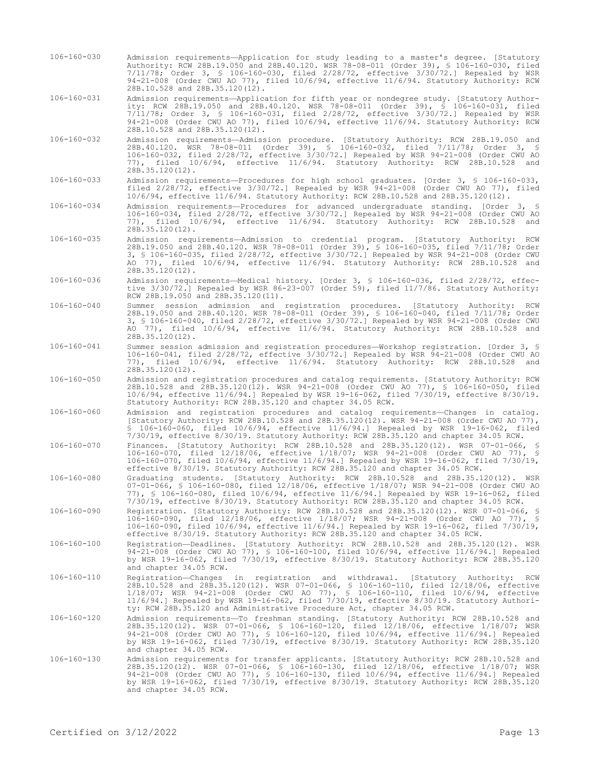106-160-030 Admission requirements—Application for study leading to a master's degree. [Statutory Authority: RCW 28B.19.050 and 28B.40.120. WSR 78-08-011 (Order 39), § 106-160-030, filed 7/11/78; Order 3, § 106-160-030, filed 2/28/72, effective 3/30/72.] Repealed by WSR 94-21-008 (Order CWU AO 77), filed 10/6/94, effective 11/6/94. Statutory Authority: RCW 28B.10.528 and 28B.35.120(12).

106-160-031 Admission requirements—Application for fifth year or nondegree study. [Statutory Authority: RCW 28B.19.050 and 28B.40.120. WSR 78-08-011 (Order 39), § 106-160-031, filed 7/11/78; Order 3, § 106-160-031, filed 2/28/72, effective 3/30/72.] Repealed by WSR 94-21-008 (Order CWU AO 77), filed 10/6/94, effective 11/6/94. Statutory Authority: RCW 28B.10.528 and 28B.35.120(12).

106-160-032 Admission requirements—Admission procedure. [Statutory Authority: RCW 28B.19.050 and 28B.40.120. WSR 78-08-011 (Order 39), § 106-160-032, filed 7/11/78; Order 3, § 106-160-032, filed 2/28/72, effective 3/30/72.] Repealed by WSR 94-21-008 (Order CWU AO 77), filed 10/6/94, effective 11/6/94. Statutory Authority: RCW 28B.10.528 and 28B.35.120(12).

106-160-033 Admission requirements—Procedures for high school graduates. [Order 3, § 106-160-033, filed 2/28/72, effective 3/30/72.] Repealed by WSR 94-21-008 (Order CWU AO 77), filed 10/6/94, effective 11/6/94. Statutory Authority: RCW 28B.10.528 and 28B.35.120(12).

106-160-034 Admission requirements—Procedures for advanced undergraduate standing. [Order 3, § 106-160-034, filed 2/28/72, effective 3/30/72.] Repealed by WSR 94-21-008 (Order CWU AO 77), filed 10/6/94, effective 11/6/94. Statutory Authority: RCW 28B.10.528 and 28B.35.120(12).

106-160-035 Admission requirements—Admission to credential program. [Statutory Authority: RCW 28B.19.050 and 28B.40.120. WSR 78-08-011 (Order 39), § 106-160-035, filed 7/11/78; Order 3, § 106-160-035, filed 2/28/72, effective 3/30/72.] Repealed by WSR 94-21-008 (Order CWU AO 77), filed 10/6/94, effective 11/6/94. Statutory Authority: RCW 28B.10.528 and 28B.35.120(12).

106-160-036 Admission requirements—Medical history. [Order 3, § 106-160-036, filed 2/28/72, effective 3/30/72.] Repealed by WSR 86-23-007 (Order 59), filed 11/7/86. Statutory Authority: RCW 28B.19.050 and 28B.35.120(11).

106-160-040 Summer session admission and registration procedures. [Statutory Authority: RCW 28B.19.050 and 28B.40.120. WSR 78-08-011 (Order 39), § 106-160-040, filed 7/11/78; Order 3, § 106-160-040, filed 2/28/72, effective 3/30/72.] Repealed by WSR 94-21-008 (Order CWU AO 77), filed 10/6/94, effective 11/6/94. Statutory Authority: RCW 28B.10.528 and 28B.35.120(12).

106-160-041 Summer session admission and registration procedures—Workshop registration. [Order 3, § 106-160-041, filed 2/28/72, effective 3/30/72.] Repealed by WSR 94-21-008 (Order CWU AO 77), filed 10/6/94, effective 11/6/94. Statutory Authority: RCW 28B.10.528 and 28B.35.120(12).

106-160-050 Admission and registration procedures and catalog requirements. [Statutory Authority: RCW 28B.10.528 and 28B.35.120(12). WSR 94-21-008 (Order CWU AO 77), § 106-160-050, filed 10/6/94, effective 11/6/94.] Repealed by WSR 19-16-062, filed 7/30/19, effective 8/30/19. Statutory Authority: RCW 28B.35.120 and chapter 34.05 RCW.

106-160-060 Admission and registration procedures and catalog requirements—Changes in catalog. [Statutory Authority: RCW 28B.10.528 and 28B.35.120(12). WSR 94-21-008 (Order CWU AO 77), § 106-160-060, filed 10/6/94, effective 11/6/94.] Repealed by WSR 19-16-062, filed 7/30/19, effective 8/30/19. Statutory Authority: RCW 28B.35.120 and chapter 34.05 RCW.

106-160-070 Finances. [Statutory Authority: RCW 28B.10.528 and 28B.35.120(12). WSR 07-01-066, § 106-160-070, filed 12/18/06, effective 1/18/07; WSR 94-21-008 (Order CWU AO 77), § 106-160-070, filed 10/6/94, effective 11/6/94.] Repealed by WSR 19-16-062, filed 7/30/19, effective 8/30/19. Statutory Authority: RCW 28B.35.120 and chapter 34.05 RCW.

106-160-080 Graduating students. [Statutory Authority: RCW 28B.10.528 and 28B.35.120(12). WSR 07-01-066, § 106-160-080, filed 12/18/06, effective 1/18/07; WSR 94-21-008 (Order CWU AO 77), § 106-160-080, filed 10/6/94, effective 11/6/94.] Repealed by WSR 19-16-062, filed 7/30/19, effective 8/30/19. Statutory Authority: RCW 28B.35.120 and chapter 34.05 RCW.

106-160-090 Registration. [Statutory Authority: RCW 28B.10.528 and 28B.35.120(12). WSR 07-01-066, § 106-160-090, filed 12/18/06, effective 1/18/07; WSR 94-21-008 (Order CWU AO 77), § 106-160-090, filed 10/6/94, effective 11/6/94.] Repealed by WSR 19-16-062, filed 7/30/19, effective 8/30/19. Statutory Authority: RCW 28B.35.120 and chapter 34.05 RCW.

106-160-100 Registration—Deadlines. [Statutory Authority: RCW 28B.10.528 and 28B.35.120(12). WSR 94-21-008 (Order CWU AO 77), § 106-160-100, filed 10/6/94, effective 11/6/94.] Repealed by WSR 19-16-062, filed 7/30/19, effective 8/30/19. Statutory Authority: RCW 28B.35.120 and chapter 34.05 RCW.

106-160-110 Registration—Changes in registration and withdrawal. [Statutory Authority: RCW 28B.10.528 and 28B.35.120(12). WSR 07-01-066, § 106-160-110, filed 12/18/06, effective 1/18/07; WSR 94-21-008 (Order CWU AO 77), § 106-160-110, filed 10/6/94, effective 11/6/94.] Repealed by WSR 19-16-062, filed 7/30/19, effective 8/30/19. Statutory Authority: RCW 28B.35.120 and Administrative Procedure Act, chapter 34.05 RCW.

106-160-120 Admission requirements—To freshman standing. [Statutory Authority: RCW 28B.10.528 and 28B.35.120(12). WSR 07-01-066, § 106-160-120, filed 12/18/06, effective 1/18/07; WSR 94-21-008 (Order CWU AO 77), § 106-160-120, filed 10/6/94, effective 11/6/94.] Repealed by WSR 19-16-062, filed 7/30/19, effective 8/30/19. Statutory Authority: RCW 28B.35.120 and chapter 34.05 RCW.

106-160-130 Admission requirements for transfer applicants. [Statutory Authority: RCW 28B.10.528 and 28B.35.120(12). WSR 07-01-066, § 106-160-130, filed 12/18/06, effective 1/18/07; WSR 94-21-008 (Order CWU AO 77), § 106-160-130, filed 10/6/94, effective 11/6/94.] Repealed by WSR 19-16-062, filed 7/30/19, effective 8/30/19. Statutory Authority: RCW 28B.35.120 and chapter 34.05 RCW.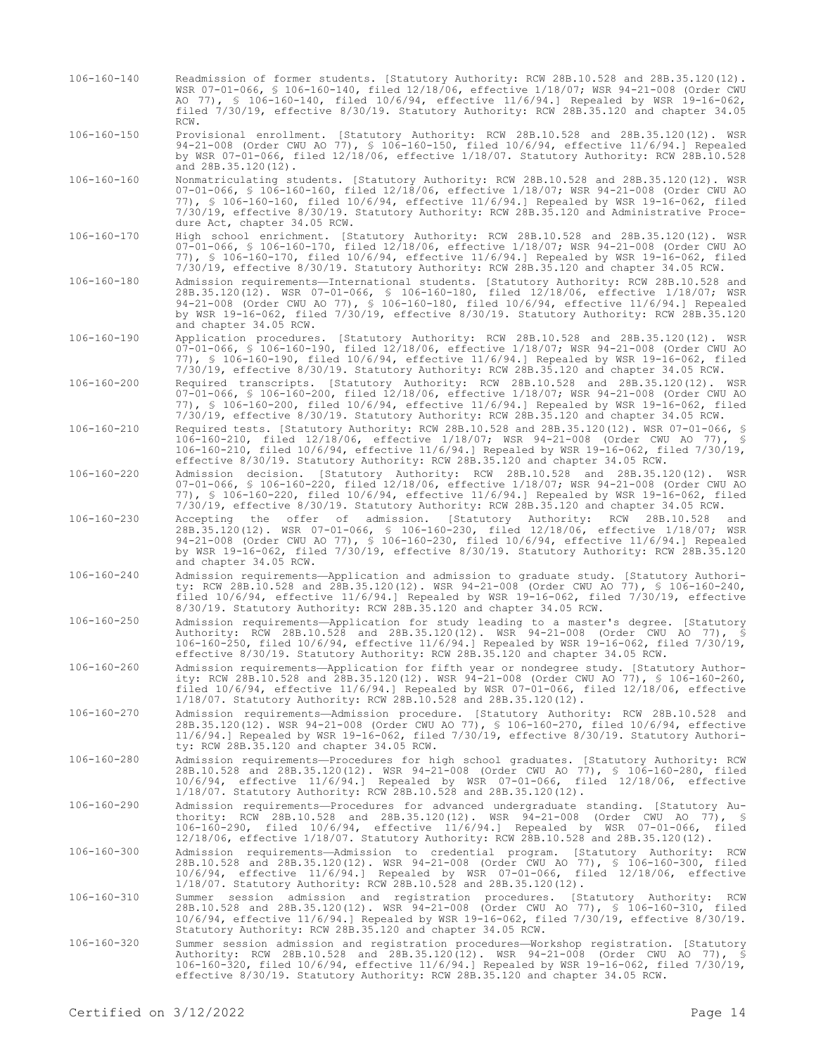106-160-140 Readmission of former students. [Statutory Authority: RCW 28B.10.528 and 28B.35.120(12). WSR 07-01-066, § 106-160-140, filed 12/18/06, effective 1/18/07; WSR 94-21-008 (Order CWU AO 77), § 106-160-140, filed 10/6/94, effective 11/6/94.] Repealed by WSR 19-16-062, filed 7/30/19, effective 8/30/19. Statutory Authority: RCW 28B.35.120 and chapter 34.05 RCW.

106-160-150 Provisional enrollment. [Statutory Authority: RCW 28B.10.528 and 28B.35.120(12). WSR 94-21-008 (Order CWU AO 77), § 106-160-150, filed 10/6/94, effective 11/6/94.] Repealed by WSR 07-01-066, filed 12/18/06, effective 1/18/07. Statutory Authority: RCW 28B.10.528 and 28B.35.120(12).

106-160-160 Nonmatriculating students. [Statutory Authority: RCW 28B.10.528 and 28B.35.120(12). WSR 07-01-066, § 106-160-160, filed 12/18/06, effective 1/18/07; WSR 94-21-008 (Order CWU AO 77), § 106-160-160, filed 10/6/94, effective 11/6/94.] Repealed by WSR 19-16-062, filed 7/30/19, effective 8/30/19. Statutory Authority: RCW 28B.35.120 and Administrative Procedure Act, chapter 34.05 RCW.

106-160-170 High school enrichment. [Statutory Authority: RCW 28B.10.528 and 28B.35.120(12). WSR 07-01-066, § 106-160-170, filed 12/18/06, effective 1/18/07; WSR 94-21-008 (Order CWU AO 77), § 106-160-170, filed 10/6/94, effective 11/6/94.] Repealed by WSR 19-16-062, filed 7/30/19, effective 8/30/19. Statutory Authority: RCW 28B.35.120 and chapter 34.05 RCW.

106-160-180 Admission requirements—International students. [Statutory Authority: RCW 28B.10.528 and 28B.35.120(12). WSR 07-01-066, § 106-160-180, filed 12/18/06, effective 1/18/07; WSR 94-21-008 (Order CWU AO 77), § 106-160-180, filed 10/6/94, effective 11/6/94.] Repealed by WSR 19-16-062, filed 7/30/19, effective 8/30/19. Statutory Authority: RCW 28B.35.120 and chapter 34.05 RCW.

106-160-190 Application procedures. [Statutory Authority: RCW 28B.10.528 and 28B.35.120(12). WSR 07-01-066, § 106-160-190, filed 12/18/06, effective 1/18/07; WSR 94-21-008 (Order CWU AO 77), § 106-160-190, filed 10/6/94, effective 11/6/94.] Repealed by WSR 19-16-062, filed 7/30/19, effective 8/30/19. Statutory Authority: RCW 28B.35.120 and chapter 34.05 RCW.

106-160-200 Required transcripts. [Statutory Authority: RCW 28B.10.528 and 28B.35.120(12). WSR 07-01-066, § 106-160-200, filed 12/18/06, effective 1/18/07; WSR 94-21-008 (Order CWU AO 77), § 106-160-200, filed 10/6/94, effective 11/6/94.] Repealed by WSR 19-16-062, filed 7/30/19, effective 8/30/19. Statutory Authority: RCW 28B.35.120 and chapter 34.05 RCW.

106-160-210 Required tests. [Statutory Authority: RCW 28B.10.528 and 28B.35.120(12). WSR 07-01-066, § 106-160-210, filed 12/18/06, effective 1/18/07; WSR 94-21-008 (Order CWU AO 77), § 106-160-210, filed 10/6/94, effective 11/6/94.] Repealed by WSR 19-16-062, filed 7/30/19, effective 8/30/19. Statutory Authority: RCW 28B.35.120 and chapter 34.05 RCW.

106-160-220 Admission decision. [Statutory Authority: RCW 28B.10.528 and 28B.35.120(12). WSR 07-01-066, § 106-160-220, filed 12/18/06, effective 1/18/07; WSR 94-21-008 (Order CWU AO 77), § 106-160-220, filed 10/6/94, effective 11/6/94.] Repealed by WSR 19-16-062, filed 7/30/19, effective 8/30/19. Statutory Authority: RCW 28B.35.120 and chapter 34.05 RCW.

106-160-230 Accepting the offer of admission. [Statutory Authority: RCW 28B.10.528 and 28B.35.120(12). WSR 07-01-066, § 106-160-230, filed 12/18/06, effective 1/18/07; WSR 94-21-008 (Order CWU AO 77), § 106-160-230, filed 10/6/94, effective 11/6/94.] Repealed by WSR 19-16-062, filed 7/30/19, effective 8/30/19. Statutory Authority: RCW 28B.35.120 and chapter 34.05 RCW.

106-160-240 Admission requirements—Application and admission to graduate study. [Statutory Authority: RCW 28B.10.528 and 28B.35.120(12). WSR 94-21-008 (Order CWU AO 77), § 106-160-240, filed 10/6/94, effective 11/6/94.] Repealed by WSR 19-16-062, filed 7/30/19, effective 8/30/19. Statutory Authority: RCW 28B.35.120 and chapter 34.05 RCW.

106-160-250 Admission requirements—Application for study leading to a master's degree. [Statutory Authority: RCW 28B.10.528 and 28B.35.120(12). WSR 94-21-008 (Order CWU AO 77), § 106-160-250, filed 10/6/94, effective 11/6/94.] Repealed by WSR 19-16-062, filed 7/30/19, effective 8/30/19. Statutory Authority: RCW 28B.35.120 and chapter 34.05 RCW.

106-160-260 Admission requirements—Application for fifth year or nondegree study. [Statutory Authority: RCW 28B.10.528 and 28B.35.120(12). WSR 94-21-008 (Order CWU AO 77), § 106-160-260, filed 10/6/94, effective 11/6/94.] Repealed by WSR 07-01-066, filed 12/18/06, effective 1/18/07. Statutory Authority: RCW 28B.10.528 and 28B.35.120(12).

106-160-270 Admission requirements—Admission procedure. [Statutory Authority: RCW 28B.10.528 and 28B.35.120(12). WSR 94-21-008 (Order CWU AO 77), § 106-160-270, filed 10/6/94, effective 11/6/94.] Repealed by WSR 19-16-062, filed 7/30/19, effective 8/30/19. Statutory Authority: RCW 28B.35.120 and chapter 34.05 RCW.

106-160-280 Admission requirements—Procedures for high school graduates. [Statutory Authority: RCW 28B.10.528 and 28B.35.120(12). WSR 94-21-008 (Order CWU AO 77), § 106-160-280, filed 10/6/94, effective 11/6/94.] Repealed by WSR 07-01-066, filed 12/18/06, effective 1/18/07. Statutory Authority: RCW 28B.10.528 and 28B.35.120(12).

106-160-290 Admission requirements—Procedures for advanced undergraduate standing. [Statutory Authority: RCW 28B.10.528 and 28B.35.120(12). WSR 94-21-008 (Order CWU AO 77), § 106-160-290, filed 10/6/94, effective 11/6/94.] Repealed by WSR 07-01-066, filed 12/18/06, effective 1/18/07. Statutory Authority: RCW 28B.10.528 and 28B.35.120(12).

106-160-300 Admission requirements—Admission to credential program. [Statutory Authority: RCW 28B.10.528 and 28B.35.120(12). WSR 94-21-008 (Order CWU AO 77), § 106-160-300, filed 10/6/94, effective 11/6/94.] Repealed by WSR 07-01-066, filed 12/18/06, effective 1/18/07. Statutory Authority: RCW 28B.10.528 and 28B.35.120(12).

106-160-310 Summer session admission and registration procedures. [Statutory Authority: RCW 28B.10.528 and 28B.35.120(12). WSR 94-21-008 (Order CWU AO 77), § 106-160-310, filed 10/6/94, effective 11/6/94.] Repealed by WSR 19-16-062, filed 7/30/19, effective 8/30/19. Statutory Authority: RCW 28B.35.120 and chapter 34.05 RCW.

106-160-320 Summer session admission and registration procedures—Workshop registration. [Statutory Authority: RCW 28B.10.528 and 28B.35.120(12). WSR 94-21-008 (Order CWU AO 77), § 106-160-320, filed 10/6/94, effective 11/6/94.] Repealed by WSR 19-16-062, filed 7/30/19, effective 8/30/19. Statutory Authority: RCW 28B.35.120 and chapter 34.05 RCW.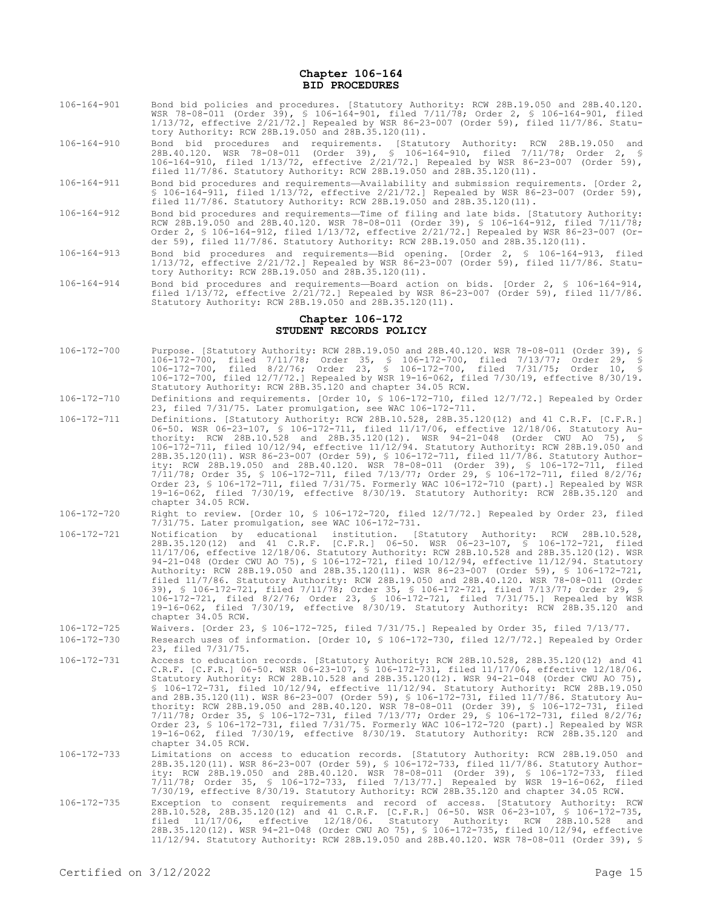## Chapter 106-164
## BID PROCEDURES

106-164-901 Bond bid policies and procedures. [Statutory Authority: RCW 28B.19.050 and 28B.40.120. WSR 78-08-011 (Order 39), § 106-164-901, filed 7/11/78; Order 2, § 106-164-901, filed 1/13/72, effective 2/21/72.] Repealed by WSR 86-23-007 (Order 59), filed 11/7/86. Statutory Authority: RCW 28B.19.050 and 28B.35.120(11).

106-164-910 Bond bid procedures and requirements. [Statutory Authority: RCW 28B.19.050 and 28B.40.120. WSR 78-08-011 (Order 39), § 106-164-910, filed 7/11/78; Order 2, § 106-164-910, filed 1/13/72, effective 2/21/72.] Repealed by WSR 86-23-007 (Order 59), filed 11/7/86. Statutory Authority: RCW 28B.19.050 and 28B.35.120(11).

106-164-911 Bond bid procedures and requirements—Availability and submission requirements. [Order 2, § 106-164-911, filed 1/13/72, effective 2/21/72.] Repealed by WSR 86-23-007 (Order 59), filed 11/7/86. Statutory Authority: RCW 28B.19.050 and 28B.35.120(11).

106-164-912 Bond bid procedures and requirements—Time of filing and late bids. [Statutory Authority: RCW 28B.19.050 and 28B.40.120. WSR 78-08-011 (Order 39), § 106-164-912, filed 7/11/78; Order 2, § 106-164-912, filed 1/13/72, effective 2/21/72.] Repealed by WSR 86-23-007 (Order 59), filed 11/7/86. Statutory Authority: RCW 28B.19.050 and 28B.35.120(11).

106-164-913 Bond bid procedures and requirements—Bid opening. [Order 2, § 106-164-913, filed 1/13/72, effective 2/21/72.] Repealed by WSR 86-23-007 (Order 59), filed 11/7/86. Statutory Authority: RCW 28B.19.050 and 28B.35.120(11).

106-164-914 Bond bid procedures and requirements—Board action on bids. [Order 2, § 106-164-914, filed 1/13/72, effective 2/21/72.] Repealed by WSR 86-23-007 (Order 59), filed 11/7/86. Statutory Authority: RCW 28B.19.050 and 28B.35.120(11).

## Chapter 106-172
## STUDENT RECORDS POLICY

106-172-700 Purpose. [Statutory Authority: RCW 28B.19.050 and 28B.40.120. WSR 78-08-011 (Order 39), § 106-172-700, filed 7/11/78; Order 35, § 106-172-700, filed 7/13/77; Order 29, § 106-172-700, filed 8/2/76; Order 23, § 106-172-700, filed 7/31/75; Order 10, § 106-172-700, filed 12/7/72.] Repealed by WSR 19-16-062, filed 7/30/19, effective 8/30/19. Statutory Authority: RCW 28B.35.120 and chapter 34.05 RCW.

106-172-710 Definitions and requirements. [Order 10, § 106-172-710, filed 12/7/72.] Repealed by Order 23, filed 7/31/75. Later promulgation, see WAC 106-172-711.

106-172-711 Definitions. [Statutory Authority: RCW 28B.10.528, 28B.35.120(12) and 41 C.R.F. [C.F.R.] 06-50. WSR 06-23-107, § 106-172-711, filed 11/17/06, effective 12/18/06. Statutory Authority: RCW 28B.10.528 and 28B.35.120(12). WSR 94-21-048 (Order CWU AO 75), § 106-172-711, filed 10/12/94, effective 11/12/94. Statutory Authority: RCW 28B.19.050 and 28B.35.120(11). WSR 86-23-007 (Order 59), § 106-172-711, filed 11/7/86. Statutory Authority: RCW 28B.19.050 and 28B.40.120. WSR 78-08-011 (Order 39), § 106-172-711, filed 7/11/78; Order 35, § 106-172-711, filed 7/13/77; Order 29, § 106-172-711, filed 8/2/76; Order 23, § 106-172-711, filed 7/31/75. Formerly WAC 106-172-710 (part).] Repealed by WSR 19-16-062, filed 7/30/19, effective 8/30/19. Statutory Authority: RCW 28B.35.120 and chapter 34.05 RCW.

106-172-720 Right to review. [Order 10, § 106-172-720, filed 12/7/72.] Repealed by Order 23, filed 7/31/75. Later promulgation, see WAC 106-172-731.

106-172-721 Notification by educational institution. [Statutory Authority: RCW 28B.10.528, 28B.35.120(12) and 41 C.R.F. [C.F.R.] 06-50. WSR 06-23-107, § 106-172-721, filed 11/17/06, effective 12/18/06. Statutory Authority: RCW 28B.10.528 and 28B.35.120(12). WSR 94-21-048 (Order CWU AO 75), § 106-172-721, filed 10/12/94, effective 11/12/94. Statutory Authority: RCW 28B.19.050 and 28B.35.120(11). WSR 86-23-007 (Order 59), § 106-172-721, filed 11/7/86. Statutory Authority: RCW 28B.19.050 and 28B.40.120. WSR 78-08-011 (Order 39), § 106-172-721, filed 7/11/78; Order 35, § 106-172-721, filed 7/13/77; Order 29, § 106-172-721, filed 8/2/76; Order 23, § 106-172-721, filed 7/31/75.] Repealed by WSR 19-16-062, filed 7/30/19, effective 8/30/19. Statutory Authority: RCW 28B.35.120 and chapter 34.05 RCW.

106-172-725 Waivers. [Order 23, § 106-172-725, filed 7/31/75.] Repealed by Order 35, filed 7/13/77.

106-172-730 Research uses of information. [Order 10, § 106-172-730, filed 12/7/72.] Repealed by Order 23, filed 7/31/75.

106-172-731 Access to education records. [Statutory Authority: RCW 28B.10.528, 28B.35.120(12) and 41 C.R.F. [C.F.R.] 06-50. WSR 06-23-107, § 106-172-731, filed 11/17/06, effective 12/18/06. Statutory Authority: RCW 28B.10.528 and 28B.35.120(12). WSR 94-21-048 (Order CWU AO 75), § 106-172-731, filed 10/12/94, effective 11/12/94. Statutory Authority: RCW 28B.19.050 and 28B.35.120(11). WSR 86-23-007 (Order 59), § 106-172-731, filed 11/7/86. Statutory Authority: RCW 28B.19.050 and 28B.40.120. WSR 78-08-011 (Order 39), § 106-172-731, filed 7/11/78; Order 35, § 106-172-731, filed 7/13/77; Order 29, § 106-172-731, filed 8/2/76; Order 23, § 106-172-731, filed 7/31/75. Formerly WAC 106-172-720 (part).] Repealed by WSR 19-16-062, filed 7/30/19, effective 8/30/19. Statutory Authority: RCW 28B.35.120 and chapter 34.05 RCW.

106-172-733 Limitations on access to education records. [Statutory Authority: RCW 28B.19.050 and 28B.35.120(11). WSR 86-23-007 (Order 59), § 106-172-733, filed 11/7/86. Statutory Authority: RCW 28B.19.050 and 28B.40.120. WSR 78-08-011 (Order 39), § 106-172-733, filed 7/11/78; Order 35, § 106-172-733, filed 7/13/77.] Repealed by WSR 19-16-062, filed 7/30/19, effective 8/30/19. Statutory Authority: RCW 28B.35.120 and chapter 34.05 RCW.

106-172-735 Exception to consent requirements and record of access. [Statutory Authority: RCW 28B.10.528, 28B.35.120(12) and 41 C.R.F. [C.F.R.] 06-50. WSR 06-23-107, § 106-172-735, filed 11/17/06, effective 12/18/06. Statutory Authority: RCW 28B.10.528 and 28B.35.120(12). WSR 94-21-048 (Order CWU AO 75), § 106-172-735, filed 10/12/94, effective 11/12/94. Statutory Authority: RCW 28B.19.050 and 28B.40.120. WSR 78-08-011 (Order 39), §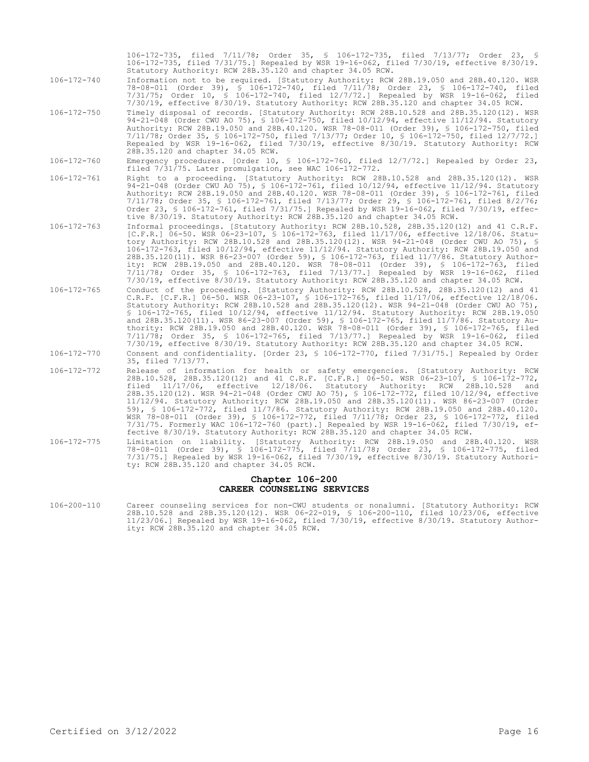106-172-735, filed 7/11/78; Order 35, § 106-172-735, filed 7/13/77; Order 23, § 106-172-735, filed 7/31/75.] Repealed by WSR 19-16-062, filed 7/30/19, effective 8/30/19. Statutory Authority: RCW 28B.35.120 and chapter 34.05 RCW.

106-172-740 Information not to be required. [Statutory Authority: RCW 28B.19.050 and 28B.40.120. WSR 78-08-011 (Order 39), § 106-172-740, filed 7/11/78; Order 23, § 106-172-740, filed 7/31/75; Order 10, § 106-172-740, filed 12/7/72.] Repealed by WSR 19-16-062, filed 7/30/19, effective 8/30/19. Statutory Authority: RCW 28B.35.120 and chapter 34.05 RCW.

106-172-750 Timely disposal of records. [Statutory Authority: RCW 28B.10.528 and 28B.35.120(12). WSR 94-21-048 (Order CWU AO 75), § 106-172-750, filed 10/12/94, effective 11/12/94. Statutory Authority: RCW 28B.19.050 and 28B.40.120. WSR 78-08-011 (Order 39), § 106-172-750, filed 7/11/78; Order 35, § 106-172-750, filed 7/13/77; Order 10, § 106-172-750, filed 12/7/72.] Repealed by WSR 19-16-062, filed 7/30/19, effective 8/30/19. Statutory Authority: RCW 28B.35.120 and chapter 34.05 RCW.

106-172-760 Emergency procedures. [Order 10, § 106-172-760, filed 12/7/72.] Repealed by Order 23, filed 7/31/75. Later promulgation, see WAC 106-172-772.

106-172-761 Right to a proceeding. [Statutory Authority: RCW 28B.10.528 and 28B.35.120(12). WSR 94-21-048 (Order CWU AO 75), § 106-172-761, filed 10/12/94, effective 11/12/94. Statutory Authority: RCW 28B.19.050 and 28B.40.120. WSR 78-08-011 (Order 39), § 106-172-761, filed 7/11/78; Order 35, § 106-172-761, filed 7/13/77; Order 29, § 106-172-761, filed 8/2/76; Order 23, § 106-172-761, filed 7/31/75.] Repealed by WSR 19-16-062, filed 7/30/19, effective 8/30/19. Statutory Authority: RCW 28B.35.120 and chapter 34.05 RCW.

106-172-763 Informal proceedings. [Statutory Authority: RCW 28B.10.528, 28B.35.120(12) and 41 C.R.F. [C.F.R.] 06-50. WSR 06-23-107, § 106-172-763, filed 11/17/06, effective 12/18/06. Statutory Authority: RCW 28B.10.528 and 28B.35.120(12). WSR 94-21-048 (Order CWU AO 75), § 106-172-763, filed 10/12/94, effective 11/12/94. Statutory Authority: RCW 28B.19.050 and 28B.35.120(11). WSR 86-23-007 (Order 59), § 106-172-763, filed 11/7/86. Statutory Authority: RCW 28B.19.050 and 28B.40.120. WSR 78-08-011 (Order 39), § 106-172-763, filed 7/11/78; Order 35, § 106-172-763, filed 7/13/77.] Repealed by WSR 19-16-062, filed 7/30/19, effective 8/30/19. Statutory Authority: RCW 28B.35.120 and chapter 34.05 RCW.

106-172-765 Conduct of the proceeding. [Statutory Authority: RCW 28B.10.528, 28B.35.120(12) and 41 C.R.F. [C.F.R.] 06-50. WSR 06-23-107, § 106-172-765, filed 11/17/06, effective 12/18/06. Statutory Authority: RCW 28B.10.528 and 28B.35.120(12). WSR 94-21-048 (Order CWU AO 75), § 106-172-765, filed 10/12/94, effective 11/12/94. Statutory Authority: RCW 28B.19.050 and 28B.35.120(11). WSR 86-23-007 (Order 59), § 106-172-765, filed 11/7/86. Statutory Authority: RCW 28B.19.050 and 28B.40.120. WSR 78-08-011 (Order 39), § 106-172-765, filed 7/11/78; Order 35, § 106-172-765, filed 7/13/77.] Repealed by WSR 19-16-062, filed 7/30/19, effective 8/30/19. Statutory Authority: RCW 28B.35.120 and chapter 34.05 RCW.

106-172-770 Consent and confidentiality. [Order 23, § 106-172-770, filed 7/31/75.] Repealed by Order 35, filed 7/13/77.

106-172-772 Release of information for health or safety emergencies. [Statutory Authority: RCW 28B.10.528, 28B.35.120(12) and 41 C.R.F. [C.F.R.] 06-50. WSR 06-23-107, § 106-172-772, filed 11/17/06, effective 12/18/06. Statutory Authority: RCW 28B.10.528 and 28B.35.120(12). WSR 94-21-048 (Order CWU AO 75), § 106-172-772, filed 10/12/94, effective 11/12/94. Statutory Authority: RCW 28B.19.050 and 28B.35.120(11). WSR 86-23-007 (Order 59), § 106-172-772, filed 11/7/86. Statutory Authority: RCW 28B.19.050 and 28B.40.120. WSR 78-08-011 (Order 39), § 106-172-772, filed 7/11/78; Order 23, § 106-172-772, filed 7/31/75. Formerly WAC 106-172-760 (part).] Repealed by WSR 19-16-062, filed 7/30/19, effective 8/30/19. Statutory Authority: RCW 28B.35.120 and chapter 34.05 RCW.

106-172-775 Limitation on liability. [Statutory Authority: RCW 28B.19.050 and 28B.40.120. WSR 78-08-011 (Order 39), § 106-172-775, filed 7/11/78; Order 23, § 106-172-775, filed 7/31/75.] Repealed by WSR 19-16-062, filed 7/30/19, effective 8/30/19. Statutory Authority: RCW 28B.35.120 and chapter 34.05 RCW.

## Chapter 106-200
## CAREER COUNSELING SERVICES

106-200-110 Career counseling services for non-CWU students or nonalumni. [Statutory Authority: RCW 28B.10.528 and 28B.35.120(12). WSR 06-22-019, § 106-200-110, filed 10/23/06, effective 11/23/06.] Repealed by WSR 19-16-062, filed 7/30/19, effective 8/30/19. Statutory Authority: RCW 28B.35.120 and chapter 34.05 RCW.